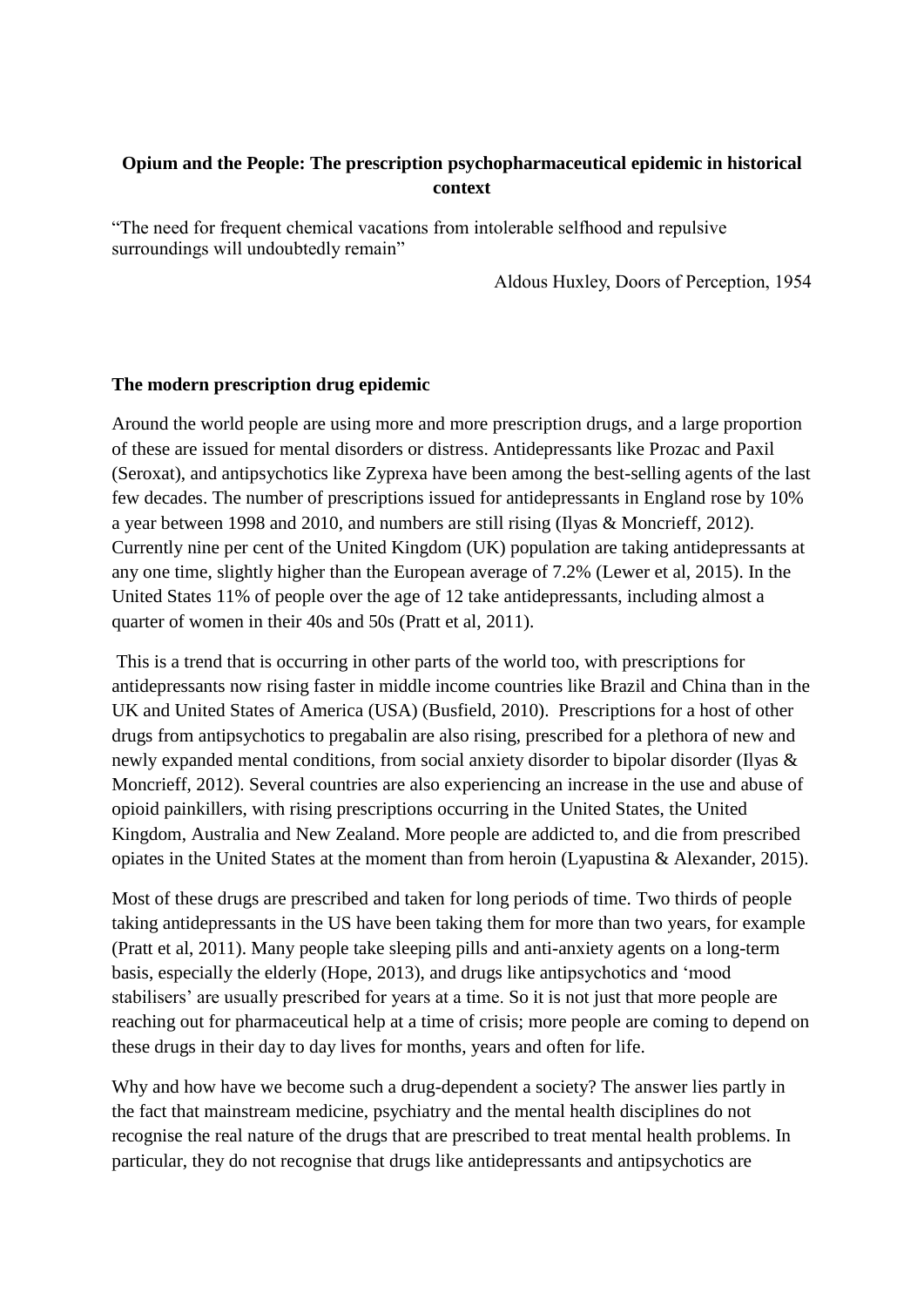# Opium and the People: The prescription psychopharmaceutical epidemic in historical context

"The need for frequent chemical vacations from intolerable selfhood and repulsive surroundings will undoubtedly remain"

Aldous Huxley, Doors of Perception, 1954

## The modern prescription drug epidemic

Around the world people are using more and more prescription drugs, and a large proportion of these are issued for mental disorders or distress. Antidepressants like Prozac and Paxil (Seroxat), and antipsychotics like Zyprexa have been among the best-selling agents of the last few decades. The number of prescriptions issued for antidepressants in England rose by 10% a year between 1998 and 2010, and numbers are still rising (Ilyas & Moncrieff, 2012). Currently nine per cent of the United Kingdom (UK) population are taking antidepressants at any one time, slightly higher than the European average of 7.2% (Lewer et al, 2015). In the United States 11% of people over the age of 12 take antidepressants, including almost a quarter of women in their 40s and 50s (Pratt et al, 2011).

This is a trend that is occurring in other parts of the world too, with prescriptions for antidepressants now rising faster in middle income countries like Brazil and China than in the UK and United States of America (USA) (Busfield, 2010). Prescriptions for a host of other drugs from antipsychotics to pregabalin are also rising, prescribed for a plethora of new and newly expanded mental conditions, from social anxiety disorder to bipolar disorder (Ilyas & Moncrieff, 2012). Several countries are also experiencing an increase in the use and abuse of opioid painkillers, with rising prescriptions occurring in the United States, the United Kingdom, Australia and New Zealand. More people are addicted to, and die from prescribed opiates in the United States at the moment than from heroin (Lyapustina & Alexander, 2015).

Most of these drugs are prescribed and taken for long periods of time. Two thirds of people taking antidepressants in the US have been taking them for more than two years, for example (Pratt et al, 2011). Many people take sleeping pills and anti-anxiety agents on a long-term basis, especially the elderly (Hope, 2013), and drugs like antipsychotics and 'mood stabilisers' are usually prescribed for years at a time. So it is not just that more people are reaching out for pharmaceutical help at a time of crisis; more people are coming to depend on these drugs in their day to day lives for months, years and often for life.

Why and how have we become such a drug-dependent a society? The answer lies partly in the fact that mainstream medicine, psychiatry and the mental health disciplines do not recognise the real nature of the drugs that are prescribed to treat mental health problems. In particular, they do not recognise that drugs like antidepressants and antipsychotics are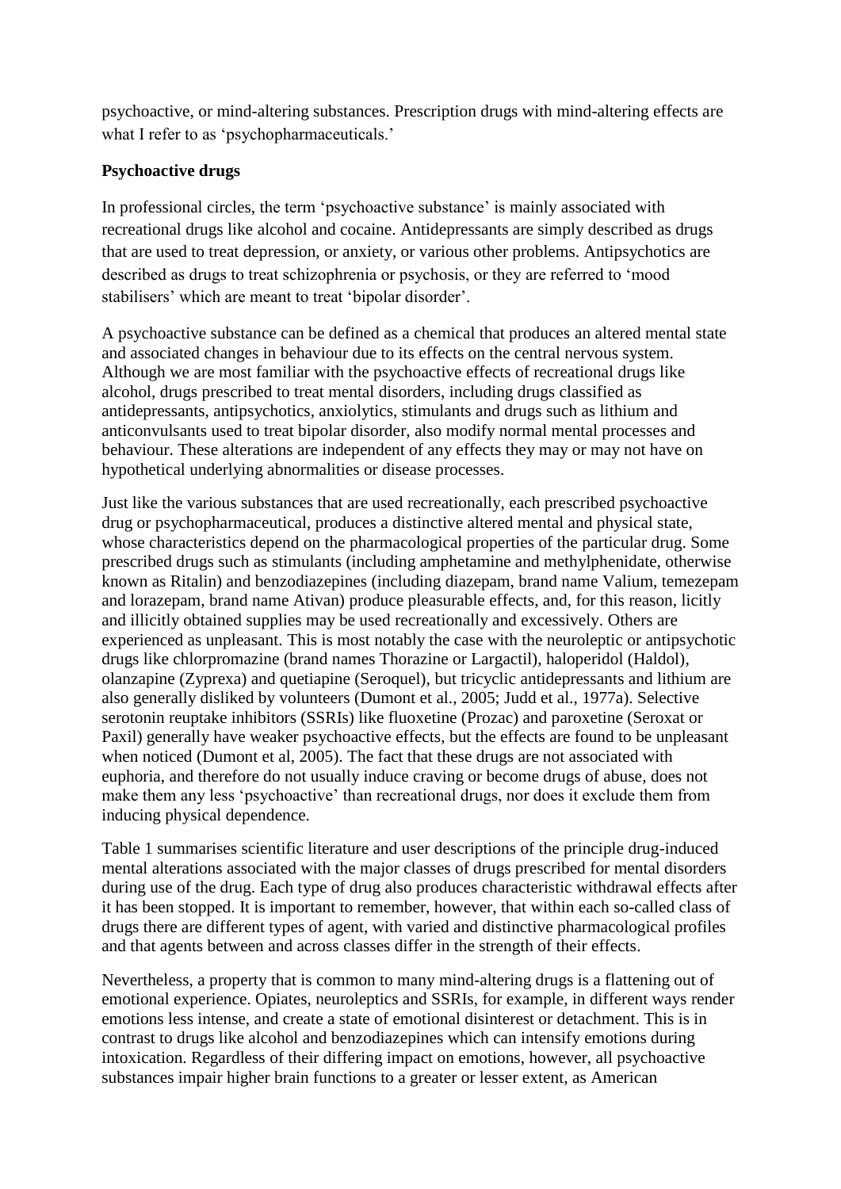psychoactive, or mind-altering substances. Prescription drugs with mind-altering effects are what I refer to as 'psychopharmaceuticals.'

**Psychoactive drugs**

In professional circles, the term 'psychoactive substance' is mainly associated with recreational drugs like alcohol and cocaine. Antidepressants are simply described as drugs that are used to treat depression, or anxiety, or various other problems. Antipsychotics are described as drugs to treat schizophrenia or psychosis, or they are referred to 'mood stabilisers' which are meant to treat 'bipolar disorder'.

A psychoactive substance can be defined as a chemical that produces an altered mental state and associated changes in behaviour due to its effects on the central nervous system. Although we are most familiar with the psychoactive effects of recreational drugs like alcohol, drugs prescribed to treat mental disorders, including drugs classified as antidepressants, antipsychotics, anxiolytics, stimulants and drugs such as lithium and anticonvulsants used to treat bipolar disorder, also modify normal mental processes and behaviour. These alterations are independent of any effects they may or may not have on hypothetical underlying abnormalities or disease processes.

Just like the various substances that are used recreationally, each prescribed psychoactive drug or psychopharmaceutical, produces a distinctive altered mental and physical state, whose characteristics depend on the pharmacological properties of the particular drug. Some prescribed drugs such as stimulants (including amphetamine and methylphenidate, otherwise known as Ritalin) and benzodiazepines (including diazepam, brand name Valium, temezepam and lorazepam, brand name Ativan) produce pleasurable effects, and, for this reason, licitly and illicitly obtained supplies may be used recreationally and excessively. Others are experienced as unpleasant. This is most notably the case with the neuroleptic or antipsychotic drugs like chlorpromazine (brand names Thorazine or Largactil), haloperidol (Haldol), olanzapine (Zyprexa) and quetiapine (Seroquel), but tricyclic antidepressants and lithium are also generally disliked by volunteers (Dumont et al., 2005; Judd et al., 1977a). Selective serotonin reuptake inhibitors (SSRIs) like fluoxetine (Prozac) and paroxetine (Seroxat or Paxil) generally have weaker psychoactive effects, but the effects are found to be unpleasant when noticed (Dumont et al, 2005). The fact that these drugs are not associated with euphoria, and therefore do not usually induce craving or become drugs of abuse, does not make them any less 'psychoactive' than recreational drugs, nor does it exclude them from inducing physical dependence.

Table 1 summarises scientific literature and user descriptions of the principle drug-induced mental alterations associated with the major classes of drugs prescribed for mental disorders during use of the drug. Each type of drug also produces characteristic withdrawal effects after it has been stopped. It is important to remember, however, that within each so-called class of drugs there are different types of agent, with varied and distinctive pharmacological profiles and that agents between and across classes differ in the strength of their effects.

Nevertheless, a property that is common to many mind-altering drugs is a flattening out of emotional experience. Opiates, neuroleptics and SSRIs, for example, in different ways render emotions less intense, and create a state of emotional disinterest or detachment. This is in contrast to drugs like alcohol and benzodiazepines which can intensify emotions during intoxication. Regardless of their differing impact on emotions, however, all psychoactive substances impair higher brain functions to a greater or lesser extent, as American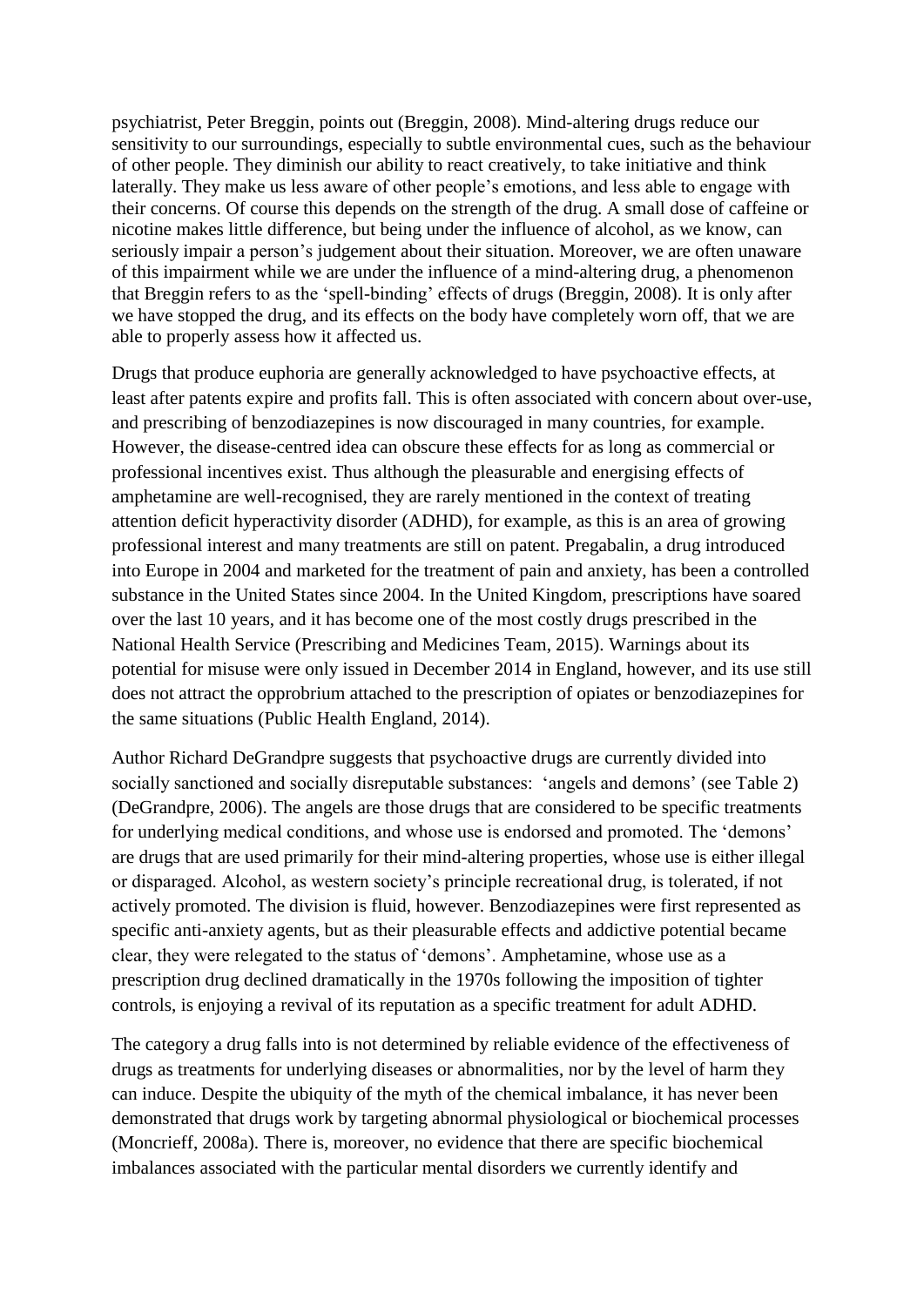psychiatrist, Peter Breggin, points out (Breggin, 2008). Mind-altering drugs reduce our sensitivity to our surroundings, especially to subtle environmental cues, such as the behaviour of other people. They diminish our ability to react creatively, to take initiative and think laterally. They make us less aware of other people's emotions, and less able to engage with their concerns. Of course this depends on the strength of the drug. A small dose of caffeine or nicotine makes little difference, but being under the influence of alcohol, as we know, can seriously impair a person's judgement about their situation. Moreover, we are often unaware of this impairment while we are under the influence of a mind-altering drug, a phenomenon that Breggin refers to as the 'spell-binding' effects of drugs (Breggin, 2008). It is only after we have stopped the drug, and its effects on the body have completely worn off, that we are able to properly assess how it affected us.

Drugs that produce euphoria are generally acknowledged to have psychoactive effects, at least after patents expire and profits fall. This is often associated with concern about over-use, and prescribing of benzodiazepines is now discouraged in many countries, for example. However, the disease-centred idea can obscure these effects for as long as commercial or professional incentives exist. Thus although the pleasurable and energising effects of amphetamine are well-recognised, they are rarely mentioned in the context of treating attention deficit hyperactivity disorder (ADHD), for example, as this is an area of growing professional interest and many treatments are still on patent. Pregabalin, a drug introduced into Europe in 2004 and marketed for the treatment of pain and anxiety, has been a controlled substance in the United States since 2004. In the United Kingdom, prescriptions have soared over the last 10 years, and it has become one of the most costly drugs prescribed in the National Health Service (Prescribing and Medicines Team, 2015). Warnings about its potential for misuse were only issued in December 2014 in England, however, and its use still does not attract the opprobrium attached to the prescription of opiates or benzodiazepines for the same situations (Public Health England, 2014).

Author Richard DeGrandpre suggests that psychoactive drugs are currently divided into socially sanctioned and socially disreputable substances: 'angels and demons' (see Table 2) (DeGrandpre, 2006). The angels are those drugs that are considered to be specific treatments for underlying medical conditions, and whose use is endorsed and promoted. The 'demons' are drugs that are used primarily for their mind-altering properties, whose use is either illegal or disparaged. Alcohol, as western society's principle recreational drug, is tolerated, if not actively promoted. The division is fluid, however. Benzodiazepines were first represented as specific anti-anxiety agents, but as their pleasurable effects and addictive potential became clear, they were relegated to the status of 'demons'. Amphetamine, whose use as a prescription drug declined dramatically in the 1970s following the imposition of tighter controls, is enjoying a revival of its reputation as a specific treatment for adult ADHD.

The category a drug falls into is not determined by reliable evidence of the effectiveness of drugs as treatments for underlying diseases or abnormalities, nor by the level of harm they can induce. Despite the ubiquity of the myth of the chemical imbalance, it has never been demonstrated that drugs work by targeting abnormal physiological or biochemical processes (Moncrieff, 2008a). There is, moreover, no evidence that there are specific biochemical imbalances associated with the particular mental disorders we currently identify and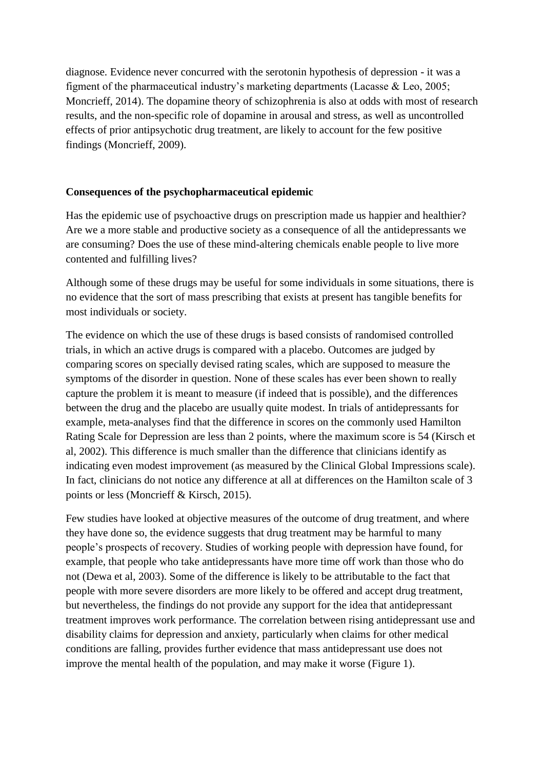diagnose. Evidence never concurred with the serotonin hypothesis of depression - it was a figment of the pharmaceutical industry's marketing departments (Lacasse & Leo, 2005; Moncrieff, 2014). The dopamine theory of schizophrenia is also at odds with most of research results, and the non-specific role of dopamine in arousal and stress, as well as uncontrolled effects of prior antipsychotic drug treatment, are likely to account for the few positive findings (Moncrieff, 2009).

**Consequences of the psychopharmaceutical epidemic**

Has the epidemic use of psychoactive drugs on prescription made us happier and healthier? Are we a more stable and productive society as a consequence of all the antidepressants we are consuming? Does the use of these mind-altering chemicals enable people to live more contented and fulfilling lives?

Although some of these drugs may be useful for some individuals in some situations, there is no evidence that the sort of mass prescribing that exists at present has tangible benefits for most individuals or society.

The evidence on which the use of these drugs is based consists of randomised controlled trials, in which an active drugs is compared with a placebo. Outcomes are judged by comparing scores on specially devised rating scales, which are supposed to measure the symptoms of the disorder in question. None of these scales has ever been shown to really capture the problem it is meant to measure (if indeed that is possible), and the differences between the drug and the placebo are usually quite modest. In trials of antidepressants for example, meta-analyses find that the difference in scores on the commonly used Hamilton Rating Scale for Depression are less than 2 points, where the maximum score is 54 (Kirsch et al, 2002). This difference is much smaller than the difference that clinicians identify as indicating even modest improvement (as measured by the Clinical Global Impressions scale). In fact, clinicians do not notice any difference at all at differences on the Hamilton scale of 3 points or less (Moncrieff & Kirsch, 2015).

Few studies have looked at objective measures of the outcome of drug treatment, and where they have done so, the evidence suggests that drug treatment may be harmful to many people's prospects of recovery. Studies of working people with depression have found, for example, that people who take antidepressants have more time off work than those who do not (Dewa et al, 2003). Some of the difference is likely to be attributable to the fact that people with more severe disorders are more likely to be offered and accept drug treatment, but nevertheless, the findings do not provide any support for the idea that antidepressant treatment improves work performance. The correlation between rising antidepressant use and disability claims for depression and anxiety, particularly when claims for other medical conditions are falling, provides further evidence that mass antidepressant use does not improve the mental health of the population, and may make it worse (Figure 1).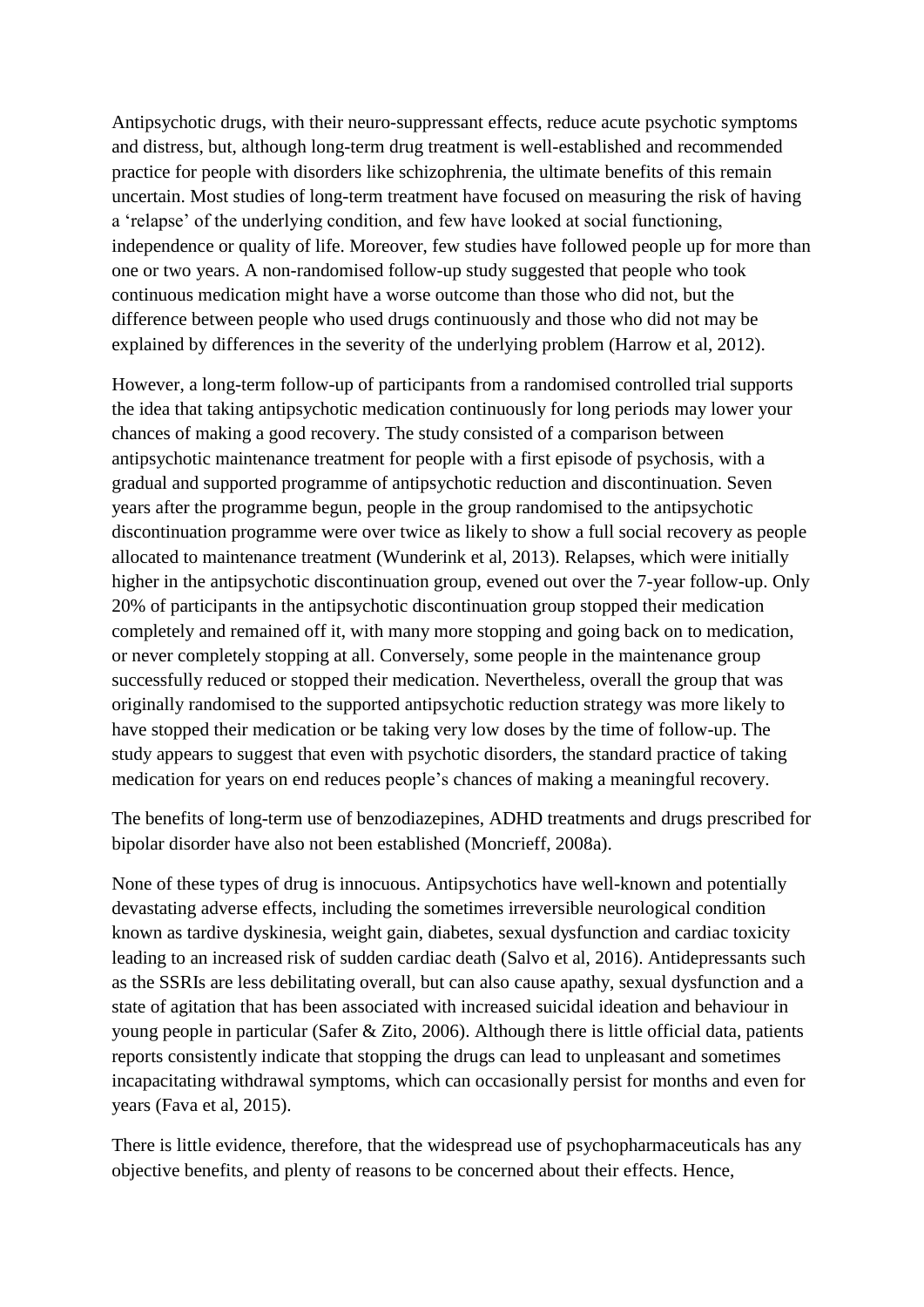Antipsychotic drugs, with their neuro-suppressant effects, reduce acute psychotic symptoms and distress, but, although long-term drug treatment is well-established and recommended practice for people with disorders like schizophrenia, the ultimate benefits of this remain uncertain. Most studies of long-term treatment have focused on measuring the risk of having a 'relapse' of the underlying condition, and few have looked at social functioning, independence or quality of life. Moreover, few studies have followed people up for more than one or two years. A non-randomised follow-up study suggested that people who took continuous medication might have a worse outcome than those who did not, but the difference between people who used drugs continuously and those who did not may be explained by differences in the severity of the underlying problem (Harrow et al, 2012).

However, a long-term follow-up of participants from a randomised controlled trial supports the idea that taking antipsychotic medication continuously for long periods may lower your chances of making a good recovery. The study consisted of a comparison between antipsychotic maintenance treatment for people with a first episode of psychosis, with a gradual and supported programme of antipsychotic reduction and discontinuation. Seven years after the programme begun, people in the group randomised to the antipsychotic discontinuation programme were over twice as likely to show a full social recovery as people allocated to maintenance treatment (Wunderink et al, 2013). Relapses, which were initially higher in the antipsychotic discontinuation group, evened out over the 7-year follow-up. Only 20% of participants in the antipsychotic discontinuation group stopped their medication completely and remained off it, with many more stopping and going back on to medication, or never completely stopping at all. Conversely, some people in the maintenance group successfully reduced or stopped their medication. Nevertheless, overall the group that was originally randomised to the supported antipsychotic reduction strategy was more likely to have stopped their medication or be taking very low doses by the time of follow-up. The study appears to suggest that even with psychotic disorders, the standard practice of taking medication for years on end reduces people's chances of making a meaningful recovery.

The benefits of long-term use of benzodiazepines, ADHD treatments and drugs prescribed for bipolar disorder have also not been established (Moncrieff, 2008a).

None of these types of drug is innocuous. Antipsychotics have well-known and potentially devastating adverse effects, including the sometimes irreversible neurological condition known as tardive dyskinesia, weight gain, diabetes, sexual dysfunction and cardiac toxicity leading to an increased risk of sudden cardiac death (Salvo et al, 2016). Antidepressants such as the SSRIs are less debilitating overall, but can also cause apathy, sexual dysfunction and a state of agitation that has been associated with increased suicidal ideation and behaviour in young people in particular (Safer & Zito, 2006). Although there is little official data, patients reports consistently indicate that stopping the drugs can lead to unpleasant and sometimes incapacitating withdrawal symptoms, which can occasionally persist for months and even for years (Fava et al, 2015).

There is little evidence, therefore, that the widespread use of psychopharmaceuticals has any objective benefits, and plenty of reasons to be concerned about their effects. Hence,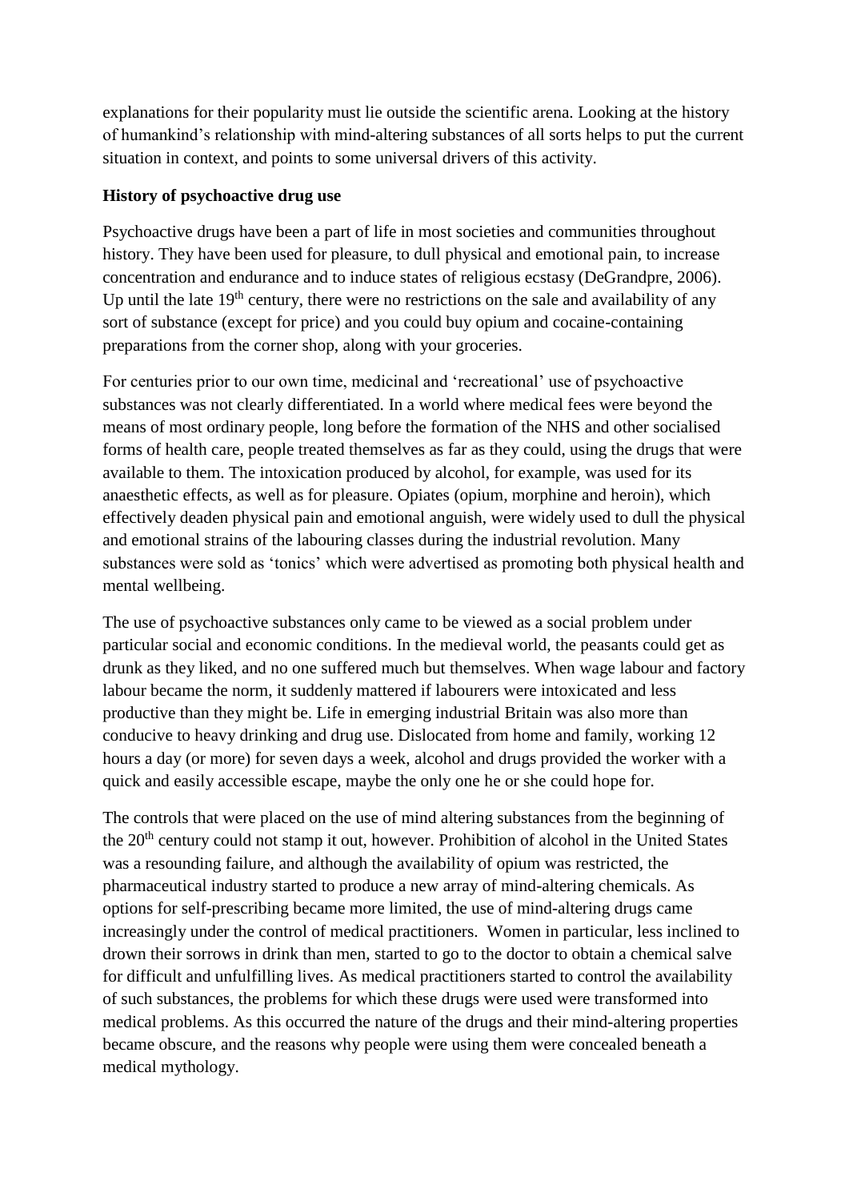explanations for their popularity must lie outside the scientific arena. Looking at the history of humankind's relationship with mind-altering substances of all sorts helps to put the current situation in context, and points to some universal drivers of this activity.

**History of psychoactive drug use**

Psychoactive drugs have been a part of life in most societies and communities throughout history. They have been used for pleasure, to dull physical and emotional pain, to increase concentration and endurance and to induce states of religious ecstasy (DeGrandpre, 2006). Up until the late 19th century, there were no restrictions on the sale and availability of any sort of substance (except for price) and you could buy opium and cocaine-containing preparations from the corner shop, along with your groceries.

For centuries prior to our own time, medicinal and 'recreational' use of psychoactive substances was not clearly differentiated. In a world where medical fees were beyond the means of most ordinary people, long before the formation of the NHS and other socialised forms of health care, people treated themselves as far as they could, using the drugs that were available to them. The intoxication produced by alcohol, for example, was used for its anaesthetic effects, as well as for pleasure. Opiates (opium, morphine and heroin), which effectively deaden physical pain and emotional anguish, were widely used to dull the physical and emotional strains of the labouring classes during the industrial revolution. Many substances were sold as 'tonics' which were advertised as promoting both physical health and mental wellbeing.

The use of psychoactive substances only came to be viewed as a social problem under particular social and economic conditions. In the medieval world, the peasants could get as drunk as they liked, and no one suffered much but themselves. When wage labour and factory labour became the norm, it suddenly mattered if labourers were intoxicated and less productive than they might be. Life in emerging industrial Britain was also more than conducive to heavy drinking and drug use. Dislocated from home and family, working 12 hours a day (or more) for seven days a week, alcohol and drugs provided the worker with a quick and easily accessible escape, maybe the only one he or she could hope for.

The controls that were placed on the use of mind altering substances from the beginning of the 20th century could not stamp it out, however. Prohibition of alcohol in the United States was a resounding failure, and although the availability of opium was restricted, the pharmaceutical industry started to produce a new array of mind-altering chemicals. As options for self-prescribing became more limited, the use of mind-altering drugs came increasingly under the control of medical practitioners. Women in particular, less inclined to drown their sorrows in drink than men, started to go to the doctor to obtain a chemical salve for difficult and unfulfilling lives. As medical practitioners started to control the availability of such substances, the problems for which these drugs were used were transformed into medical problems. As this occurred the nature of the drugs and their mind-altering properties became obscure, and the reasons why people were using them were concealed beneath a medical mythology.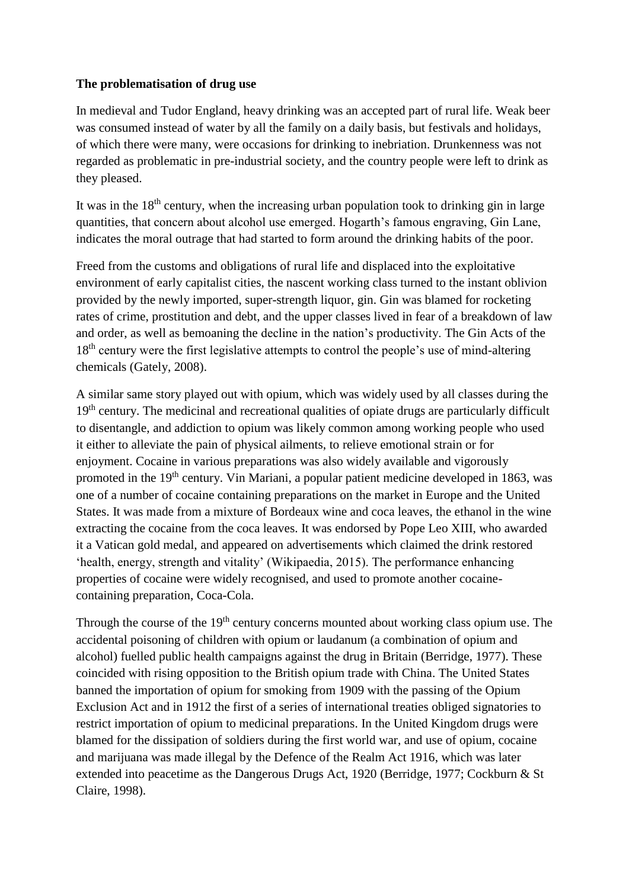**The problematisation of drug use**

In medieval and Tudor England, heavy drinking was an accepted part of rural life. Weak beer was consumed instead of water by all the family on a daily basis, but festivals and holidays, of which there were many, were occasions for drinking to inebriation. Drunkenness was not regarded as problematic in pre-industrial society, and the country people were left to drink as they pleased.

It was in the 18th century, when the increasing urban population took to drinking gin in large quantities, that concern about alcohol use emerged. Hogarth's famous engraving, Gin Lane, indicates the moral outrage that had started to form around the drinking habits of the poor.

Freed from the customs and obligations of rural life and displaced into the exploitative environment of early capitalist cities, the nascent working class turned to the instant oblivion provided by the newly imported, super-strength liquor, gin. Gin was blamed for rocketing rates of crime, prostitution and debt, and the upper classes lived in fear of a breakdown of law and order, as well as bemoaning the decline in the nation's productivity. The Gin Acts of the 18th century were the first legislative attempts to control the people's use of mind-altering chemicals (Gately, 2008).

A similar same story played out with opium, which was widely used by all classes during the 19th century. The medicinal and recreational qualities of opiate drugs are particularly difficult to disentangle, and addiction to opium was likely common among working people who used it either to alleviate the pain of physical ailments, to relieve emotional strain or for enjoyment. Cocaine in various preparations was also widely available and vigorously promoted in the 19th century. Vin Mariani, a popular patient medicine developed in 1863, was one of a number of cocaine containing preparations on the market in Europe and the United States. It was made from a mixture of Bordeaux wine and coca leaves, the ethanol in the wine extracting the cocaine from the coca leaves. It was endorsed by Pope Leo XIII, who awarded it a Vatican gold medal, and appeared on advertisements which claimed the drink restored 'health, energy, strength and vitality' (Wikipaedia, 2015). The performance enhancing properties of cocaine were widely recognised, and used to promote another cocaine-containing preparation, Coca-Cola.

Through the course of the 19th century concerns mounted about working class opium use. The accidental poisoning of children with opium or laudanum (a combination of opium and alcohol) fuelled public health campaigns against the drug in Britain (Berridge, 1977). These coincided with rising opposition to the British opium trade with China. The United States banned the importation of opium for smoking from 1909 with the passing of the Opium Exclusion Act and in 1912 the first of a series of international treaties obliged signatories to restrict importation of opium to medicinal preparations. In the United Kingdom drugs were blamed for the dissipation of soldiers during the first world war, and use of opium, cocaine and marijuana was made illegal by the Defence of the Realm Act 1916, which was later extended into peacetime as the Dangerous Drugs Act, 1920 (Berridge, 1977; Cockburn & St Claire, 1998).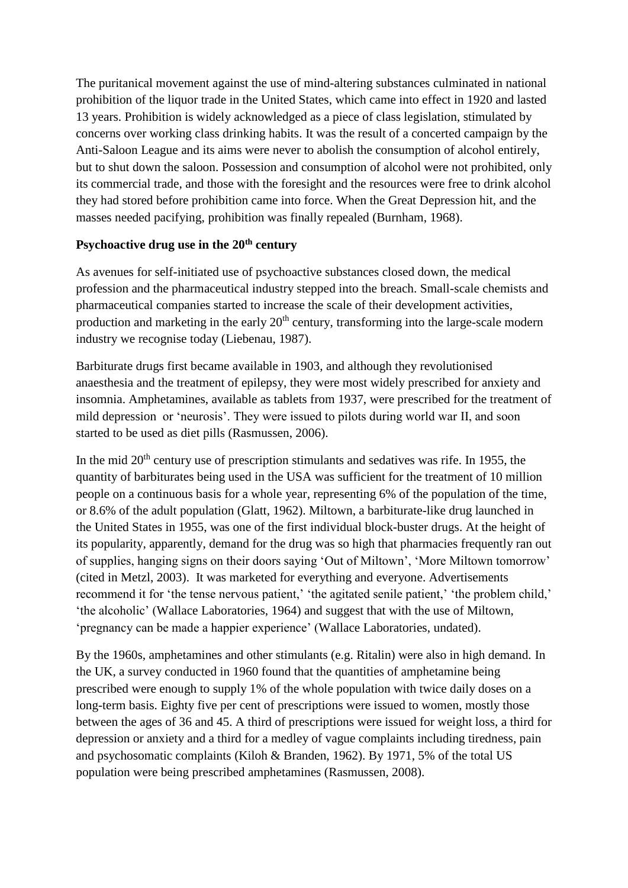The puritanical movement against the use of mind-altering substances culminated in national prohibition of the liquor trade in the United States, which came into effect in 1920 and lasted 13 years. Prohibition is widely acknowledged as a piece of class legislation, stimulated by concerns over working class drinking habits. It was the result of a concerted campaign by the Anti-Saloon League and its aims were never to abolish the consumption of alcohol entirely, but to shut down the saloon. Possession and consumption of alcohol were not prohibited, only its commercial trade, and those with the foresight and the resources were free to drink alcohol they had stored before prohibition came into force. When the Great Depression hit, and the masses needed pacifying, prohibition was finally repealed (Burnham, 1968).

**Psychoactive drug use in the 20th century**

As avenues for self-initiated use of psychoactive substances closed down, the medical profession and the pharmaceutical industry stepped into the breach. Small-scale chemists and pharmaceutical companies started to increase the scale of their development activities, production and marketing in the early 20th century, transforming into the large-scale modern industry we recognise today (Liebenau, 1987).

Barbiturate drugs first became available in 1903, and although they revolutionised anaesthesia and the treatment of epilepsy, they were most widely prescribed for anxiety and insomnia. Amphetamines, available as tablets from 1937, were prescribed for the treatment of mild depression or 'neurosis'. They were issued to pilots during world war II, and soon started to be used as diet pills (Rasmussen, 2006).

In the mid 20th century use of prescription stimulants and sedatives was rife. In 1955, the quantity of barbiturates being used in the USA was sufficient for the treatment of 10 million people on a continuous basis for a whole year, representing 6% of the population of the time, or 8.6% of the adult population (Glatt, 1962). Miltown, a barbiturate-like drug launched in the United States in 1955, was one of the first individual block-buster drugs. At the height of its popularity, apparently, demand for the drug was so high that pharmacies frequently ran out of supplies, hanging signs on their doors saying 'Out of Miltown', 'More Miltown tomorrow' (cited in Metzl, 2003). It was marketed for everything and everyone. Advertisements recommend it for 'the tense nervous patient,' 'the agitated senile patient,' 'the problem child,' 'the alcoholic' (Wallace Laboratories, 1964) and suggest that with the use of Miltown, 'pregnancy can be made a happier experience' (Wallace Laboratories, undated).

By the 1960s, amphetamines and other stimulants (e.g. Ritalin) were also in high demand. In the UK, a survey conducted in 1960 found that the quantities of amphetamine being prescribed were enough to supply 1% of the whole population with twice daily doses on a long-term basis. Eighty five per cent of prescriptions were issued to women, mostly those between the ages of 36 and 45. A third of prescriptions were issued for weight loss, a third for depression or anxiety and a third for a medley of vague complaints including tiredness, pain and psychosomatic complaints (Kiloh & Branden, 1962). By 1971, 5% of the total US population were being prescribed amphetamines (Rasmussen, 2008).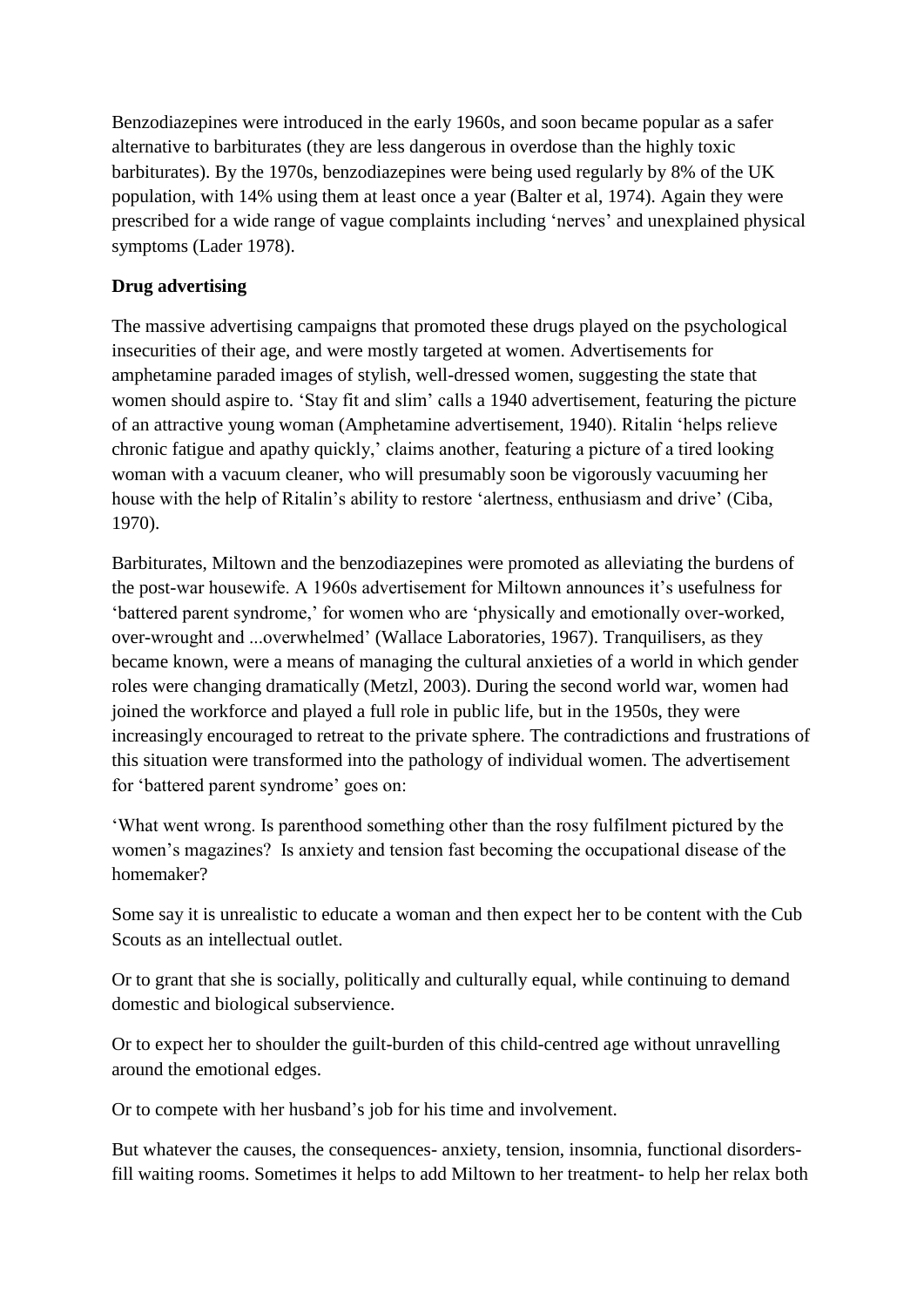Benzodiazepines were introduced in the early 1960s, and soon became popular as a safer alternative to barbiturates (they are less dangerous in overdose than the highly toxic barbiturates). By the 1970s, benzodiazepines were being used regularly by 8% of the UK population, with 14% using them at least once a year (Balter et al, 1974). Again they were prescribed for a wide range of vague complaints including 'nerves' and unexplained physical symptoms (Lader 1978).

**Drug advertising**

The massive advertising campaigns that promoted these drugs played on the psychological insecurities of their age, and were mostly targeted at women. Advertisements for amphetamine paraded images of stylish, well-dressed women, suggesting the state that women should aspire to. 'Stay fit and slim' calls a 1940 advertisement, featuring the picture of an attractive young woman (Amphetamine advertisement, 1940). Ritalin 'helps relieve chronic fatigue and apathy quickly,' claims another, featuring a picture of a tired looking woman with a vacuum cleaner, who will presumably soon be vigorously vacuuming her house with the help of Ritalin's ability to restore 'alertness, enthusiasm and drive' (Ciba, 1970).

Barbiturates, Miltown and the benzodiazepines were promoted as alleviating the burdens of the post-war housewife. A 1960s advertisement for Miltown announces it's usefulness for 'battered parent syndrome,' for women who are 'physically and emotionally over-worked, over-wrought and ...overwhelmed' (Wallace Laboratories, 1967). Tranquilisers, as they became known, were a means of managing the cultural anxieties of a world in which gender roles were changing dramatically (Metzl, 2003). During the second world war, women had joined the workforce and played a full role in public life, but in the 1950s, they were increasingly encouraged to retreat to the private sphere. The contradictions and frustrations of this situation were transformed into the pathology of individual women. The advertisement for 'battered parent syndrome' goes on:

'What went wrong. Is parenthood something other than the rosy fulfilment pictured by the women's magazines? Is anxiety and tension fast becoming the occupational disease of the homemaker?

Some say it is unrealistic to educate a woman and then expect her to be content with the Cub Scouts as an intellectual outlet.

Or to grant that she is socially, politically and culturally equal, while continuing to demand domestic and biological subservience.

Or to expect her to shoulder the guilt-burden of this child-centred age without unravelling around the emotional edges.

Or to compete with her husband's job for his time and involvement.

But whatever the causes, the consequences- anxiety, tension, insomnia, functional disorders- fill waiting rooms. Sometimes it helps to add Miltown to her treatment- to help her relax both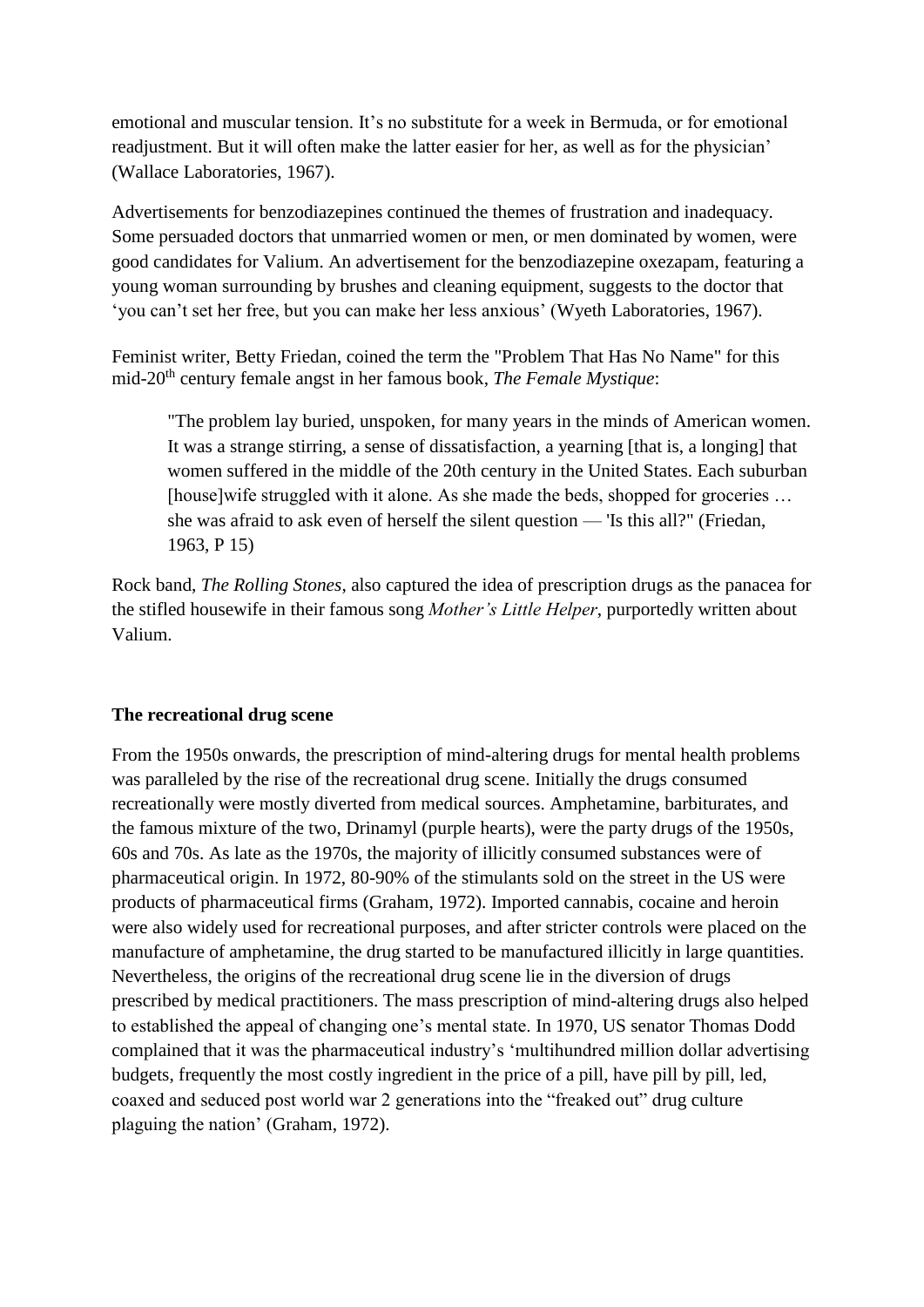emotional and muscular tension. It's no substitute for a week in Bermuda, or for emotional readjustment. But it will often make the latter easier for her, as well as for the physician' (Wallace Laboratories, 1967).

Advertisements for benzodiazepines continued the themes of frustration and inadequacy. Some persuaded doctors that unmarried women or men, or men dominated by women, were good candidates for Valium. An advertisement for the benzodiazepine oxezapam, featuring a young woman surrounding by brushes and cleaning equipment, suggests to the doctor that 'you can't set her free, but you can make her less anxious' (Wyeth Laboratories, 1967).

Feminist writer, Betty Friedan, coined the term the "Problem That Has No Name" for this mid-20th century female angst in her famous book, *The Female Mystique*:

> "The problem lay buried, unspoken, for many years in the minds of American women. It was a strange stirring, a sense of dissatisfaction, a yearning [that is, a longing] that women suffered in the middle of the 20th century in the United States. Each suburban [house]wife struggled with it alone. As she made the beds, shopped for groceries … she was afraid to ask even of herself the silent question — 'Is this all?" (Friedan, 1963, P 15)

Rock band, *The Rolling Stones*, also captured the idea of prescription drugs as the panacea for the stifled housewife in their famous song *Mother's Little Helper*, purportedly written about Valium.

**The recreational drug scene**

From the 1950s onwards, the prescription of mind-altering drugs for mental health problems was paralleled by the rise of the recreational drug scene. Initially the drugs consumed recreationally were mostly diverted from medical sources. Amphetamine, barbiturates, and the famous mixture of the two, Drinamyl (purple hearts), were the party drugs of the 1950s, 60s and 70s. As late as the 1970s, the majority of illicitly consumed substances were of pharmaceutical origin. In 1972, 80-90% of the stimulants sold on the street in the US were products of pharmaceutical firms (Graham, 1972). Imported cannabis, cocaine and heroin were also widely used for recreational purposes, and after stricter controls were placed on the manufacture of amphetamine, the drug started to be manufactured illicitly in large quantities. Nevertheless, the origins of the recreational drug scene lie in the diversion of drugs prescribed by medical practitioners. The mass prescription of mind-altering drugs also helped to established the appeal of changing one's mental state. In 1970, US senator Thomas Dodd complained that it was the pharmaceutical industry's 'multihundred million dollar advertising budgets, frequently the most costly ingredient in the price of a pill, have pill by pill, led, coaxed and seduced post world war 2 generations into the "freaked out" drug culture plaguing the nation' (Graham, 1972).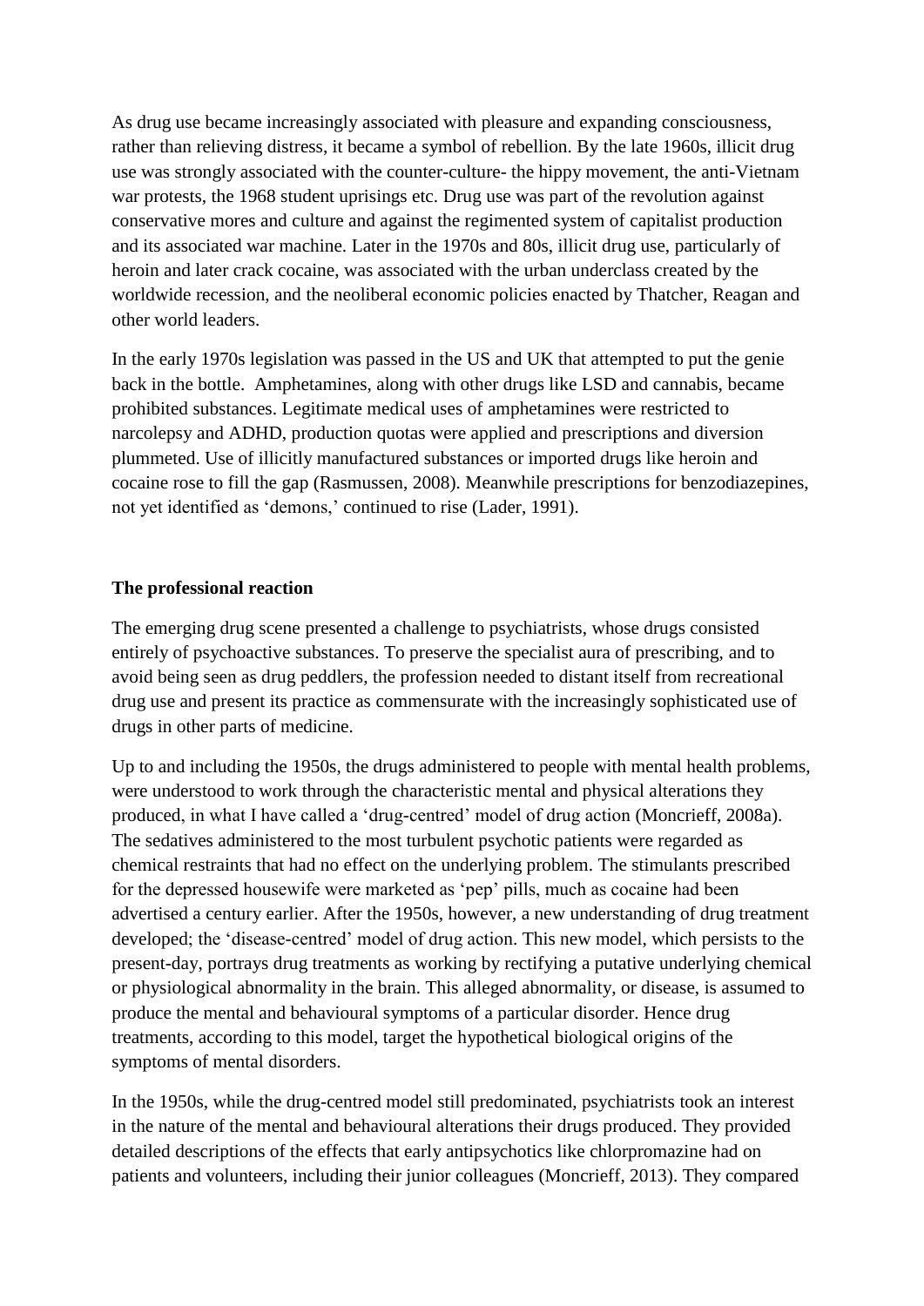As drug use became increasingly associated with pleasure and expanding consciousness, rather than relieving distress, it became a symbol of rebellion. By the late 1960s, illicit drug use was strongly associated with the counter-culture- the hippy movement, the anti-Vietnam war protests, the 1968 student uprisings etc. Drug use was part of the revolution against conservative mores and culture and against the regimented system of capitalist production and its associated war machine. Later in the 1970s and 80s, illicit drug use, particularly of heroin and later crack cocaine, was associated with the urban underclass created by the worldwide recession, and the neoliberal economic policies enacted by Thatcher, Reagan and other world leaders.

In the early 1970s legislation was passed in the US and UK that attempted to put the genie back in the bottle. Amphetamines, along with other drugs like LSD and cannabis, became prohibited substances. Legitimate medical uses of amphetamines were restricted to narcolepsy and ADHD, production quotas were applied and prescriptions and diversion plummeted. Use of illicitly manufactured substances or imported drugs like heroin and cocaine rose to fill the gap (Rasmussen, 2008). Meanwhile prescriptions for benzodiazepines, not yet identified as 'demons,' continued to rise (Lader, 1991).

**The professional reaction**

The emerging drug scene presented a challenge to psychiatrists, whose drugs consisted entirely of psychoactive substances. To preserve the specialist aura of prescribing, and to avoid being seen as drug peddlers, the profession needed to distant itself from recreational drug use and present its practice as commensurate with the increasingly sophisticated use of drugs in other parts of medicine.

Up to and including the 1950s, the drugs administered to people with mental health problems, were understood to work through the characteristic mental and physical alterations they produced, in what I have called a 'drug-centred' model of drug action (Moncrieff, 2008a). The sedatives administered to the most turbulent psychotic patients were regarded as chemical restraints that had no effect on the underlying problem. The stimulants prescribed for the depressed housewife were marketed as 'pep' pills, much as cocaine had been advertised a century earlier. After the 1950s, however, a new understanding of drug treatment developed; the 'disease-centred' model of drug action. This new model, which persists to the present-day, portrays drug treatments as working by rectifying a putative underlying chemical or physiological abnormality in the brain. This alleged abnormality, or disease, is assumed to produce the mental and behavioural symptoms of a particular disorder. Hence drug treatments, according to this model, target the hypothetical biological origins of the symptoms of mental disorders.

In the 1950s, while the drug-centred model still predominated, psychiatrists took an interest in the nature of the mental and behavioural alterations their drugs produced. They provided detailed descriptions of the effects that early antipsychotics like chlorpromazine had on patients and volunteers, including their junior colleagues (Moncrieff, 2013). They compared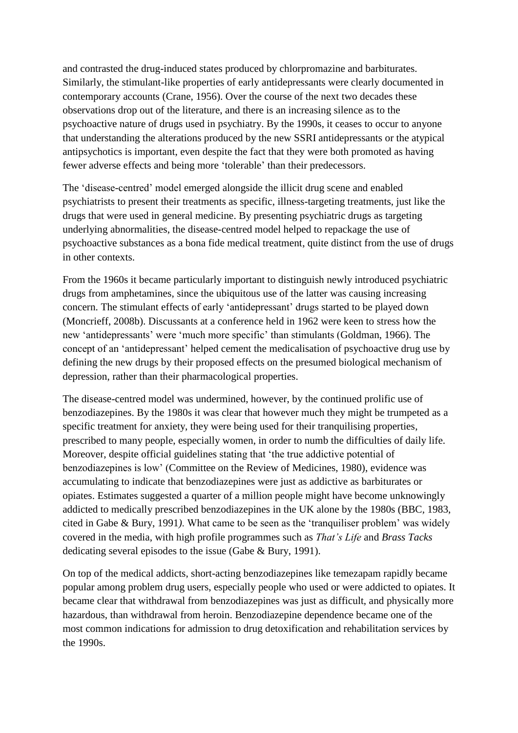and contrasted the drug-induced states produced by chlorpromazine and barbiturates. Similarly, the stimulant-like properties of early antidepressants were clearly documented in contemporary accounts (Crane, 1956). Over the course of the next two decades these observations drop out of the literature, and there is an increasing silence as to the psychoactive nature of drugs used in psychiatry. By the 1990s, it ceases to occur to anyone that understanding the alterations produced by the new SSRI antidepressants or the atypical antipsychotics is important, even despite the fact that they were both promoted as having fewer adverse effects and being more 'tolerable' than their predecessors.

The 'disease-centred' model emerged alongside the illicit drug scene and enabled psychiatrists to present their treatments as specific, illness-targeting treatments, just like the drugs that were used in general medicine. By presenting psychiatric drugs as targeting underlying abnormalities, the disease-centred model helped to repackage the use of psychoactive substances as a bona fide medical treatment, quite distinct from the use of drugs in other contexts.

From the 1960s it became particularly important to distinguish newly introduced psychiatric drugs from amphetamines, since the ubiquitous use of the latter was causing increasing concern. The stimulant effects of early 'antidepressant' drugs started to be played down (Moncrieff, 2008b). Discussants at a conference held in 1962 were keen to stress how the new 'antidepressants' were 'much more specific' than stimulants (Goldman, 1966). The concept of an 'antidepressant' helped cement the medicalisation of psychoactive drug use by defining the new drugs by their proposed effects on the presumed biological mechanism of depression, rather than their pharmacological properties.

The disease-centred model was undermined, however, by the continued prolific use of benzodiazepines. By the 1980s it was clear that however much they might be trumpeted as a specific treatment for anxiety, they were being used for their tranquilising properties, prescribed to many people, especially women, in order to numb the difficulties of daily life. Moreover, despite official guidelines stating that 'the true addictive potential of benzodiazepines is low' (Committee on the Review of Medicines, 1980), evidence was accumulating to indicate that benzodiazepines were just as addictive as barbiturates or opiates. Estimates suggested a quarter of a million people might have become unknowingly addicted to medically prescribed benzodiazepines in the UK alone by the 1980s (BBC, 1983, cited in Gabe & Bury, 1991). What came to be seen as the 'tranquiliser problem' was widely covered in the media, with high profile programmes such as *That's Life* and *Brass Tacks* dedicating several episodes to the issue (Gabe & Bury, 1991).

On top of the medical addicts, short-acting benzodiazepines like temezapam rapidly became popular among problem drug users, especially people who used or were addicted to opiates. It became clear that withdrawal from benzodiazepines was just as difficult, and physically more hazardous, than withdrawal from heroin. Benzodiazepine dependence became one of the most common indications for admission to drug detoxification and rehabilitation services by the 1990s.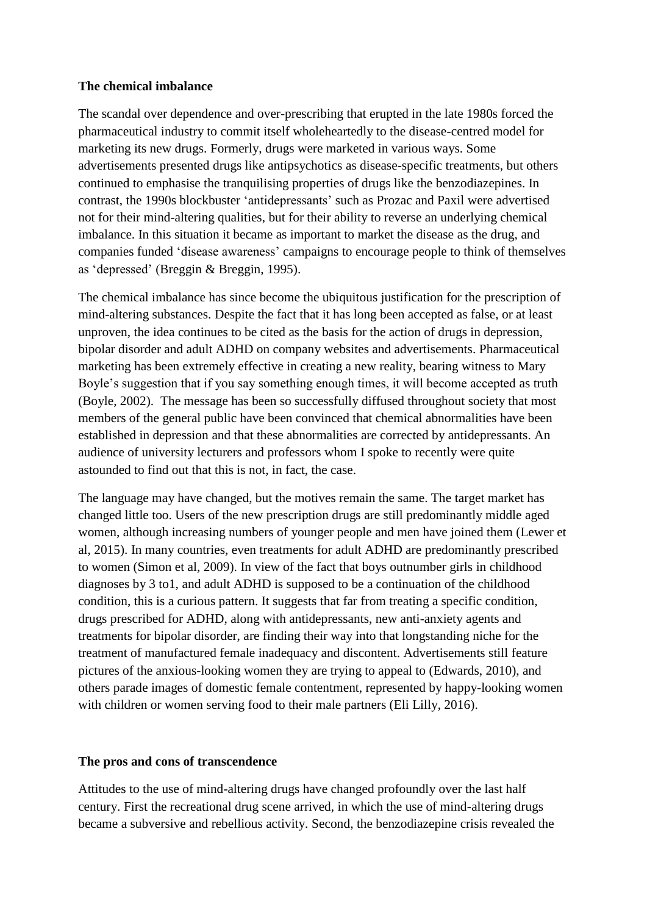**The chemical imbalance**

The scandal over dependence and over-prescribing that erupted in the late 1980s forced the pharmaceutical industry to commit itself wholeheartedly to the disease-centred model for marketing its new drugs. Formerly, drugs were marketed in various ways. Some advertisements presented drugs like antipsychotics as disease-specific treatments, but others continued to emphasise the tranquilising properties of drugs like the benzodiazepines. In contrast, the 1990s blockbuster 'antidepressants' such as Prozac and Paxil were advertised not for their mind-altering qualities, but for their ability to reverse an underlying chemical imbalance. In this situation it became as important to market the disease as the drug, and companies funded 'disease awareness' campaigns to encourage people to think of themselves as 'depressed' (Breggin & Breggin, 1995).

The chemical imbalance has since become the ubiquitous justification for the prescription of mind-altering substances. Despite the fact that it has long been accepted as false, or at least unproven, the idea continues to be cited as the basis for the action of drugs in depression, bipolar disorder and adult ADHD on company websites and advertisements. Pharmaceutical marketing has been extremely effective in creating a new reality, bearing witness to Mary Boyle's suggestion that if you say something enough times, it will become accepted as truth (Boyle, 2002). The message has been so successfully diffused throughout society that most members of the general public have been convinced that chemical abnormalities have been established in depression and that these abnormalities are corrected by antidepressants. An audience of university lecturers and professors whom I spoke to recently were quite astounded to find out that this is not, in fact, the case.

The language may have changed, but the motives remain the same. The target market has changed little too. Users of the new prescription drugs are still predominantly middle aged women, although increasing numbers of younger people and men have joined them (Lewer et al, 2015). In many countries, even treatments for adult ADHD are predominantly prescribed to women (Simon et al, 2009). In view of the fact that boys outnumber girls in childhood diagnoses by 3 to1, and adult ADHD is supposed to be a continuation of the childhood condition, this is a curious pattern. It suggests that far from treating a specific condition, drugs prescribed for ADHD, along with antidepressants, new anti-anxiety agents and treatments for bipolar disorder, are finding their way into that longstanding niche for the treatment of manufactured female inadequacy and discontent. Advertisements still feature pictures of the anxious-looking women they are trying to appeal to (Edwards, 2010), and others parade images of domestic female contentment, represented by happy-looking women with children or women serving food to their male partners (Eli Lilly, 2016).

**The pros and cons of transcendence**

Attitudes to the use of mind-altering drugs have changed profoundly over the last half century. First the recreational drug scene arrived, in which the use of mind-altering drugs became a subversive and rebellious activity. Second, the benzodiazepine crisis revealed the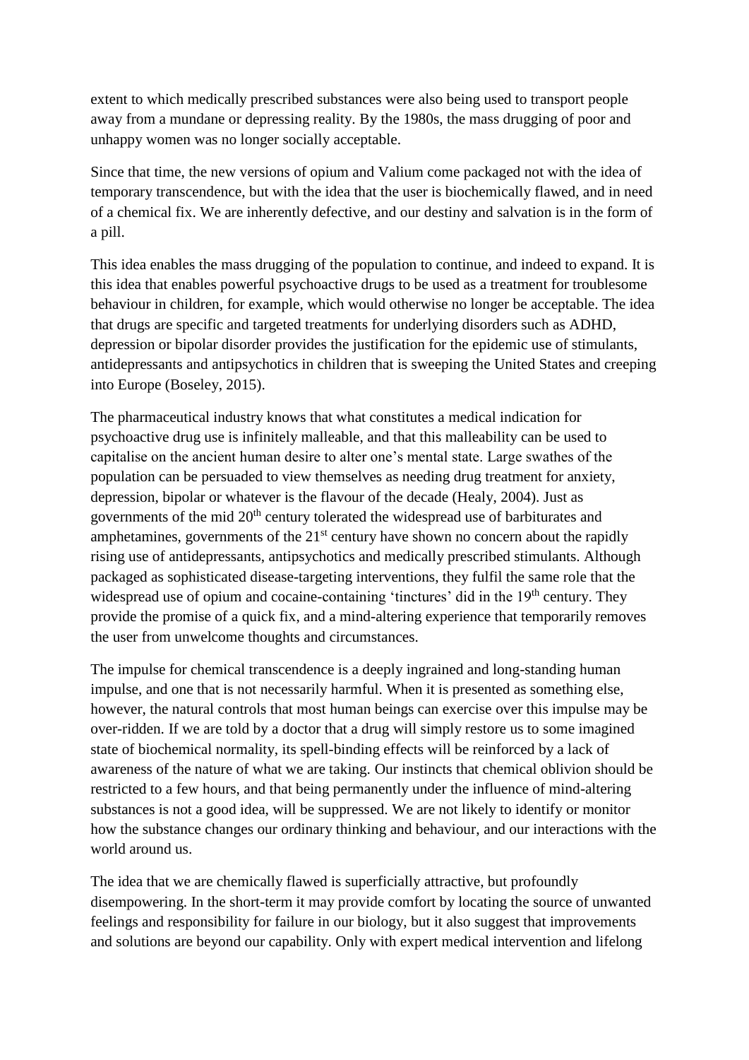extent to which medically prescribed substances were also being used to transport people away from a mundane or depressing reality. By the 1980s, the mass drugging of poor and unhappy women was no longer socially acceptable.

Since that time, the new versions of opium and Valium come packaged not with the idea of temporary transcendence, but with the idea that the user is biochemically flawed, and in need of a chemical fix. We are inherently defective, and our destiny and salvation is in the form of a pill.

This idea enables the mass drugging of the population to continue, and indeed to expand. It is this idea that enables powerful psychoactive drugs to be used as a treatment for troublesome behaviour in children, for example, which would otherwise no longer be acceptable. The idea that drugs are specific and targeted treatments for underlying disorders such as ADHD, depression or bipolar disorder provides the justification for the epidemic use of stimulants, antidepressants and antipsychotics in children that is sweeping the United States and creeping into Europe (Boseley, 2015).

The pharmaceutical industry knows that what constitutes a medical indication for psychoactive drug use is infinitely malleable, and that this malleability can be used to capitalise on the ancient human desire to alter one's mental state. Large swathes of the population can be persuaded to view themselves as needing drug treatment for anxiety, depression, bipolar or whatever is the flavour of the decade (Healy, 2004). Just as governments of the mid 20th century tolerated the widespread use of barbiturates and amphetamines, governments of the 21st century have shown no concern about the rapidly rising use of antidepressants, antipsychotics and medically prescribed stimulants. Although packaged as sophisticated disease-targeting interventions, they fulfil the same role that the widespread use of opium and cocaine-containing 'tinctures' did in the 19th century. They provide the promise of a quick fix, and a mind-altering experience that temporarily removes the user from unwelcome thoughts and circumstances.

The impulse for chemical transcendence is a deeply ingrained and long-standing human impulse, and one that is not necessarily harmful. When it is presented as something else, however, the natural controls that most human beings can exercise over this impulse may be over-ridden. If we are told by a doctor that a drug will simply restore us to some imagined state of biochemical normality, its spell-binding effects will be reinforced by a lack of awareness of the nature of what we are taking. Our instincts that chemical oblivion should be restricted to a few hours, and that being permanently under the influence of mind-altering substances is not a good idea, will be suppressed. We are not likely to identify or monitor how the substance changes our ordinary thinking and behaviour, and our interactions with the world around us.

The idea that we are chemically flawed is superficially attractive, but profoundly disempowering. In the short-term it may provide comfort by locating the source of unwanted feelings and responsibility for failure in our biology, but it also suggest that improvements and solutions are beyond our capability. Only with expert medical intervention and lifelong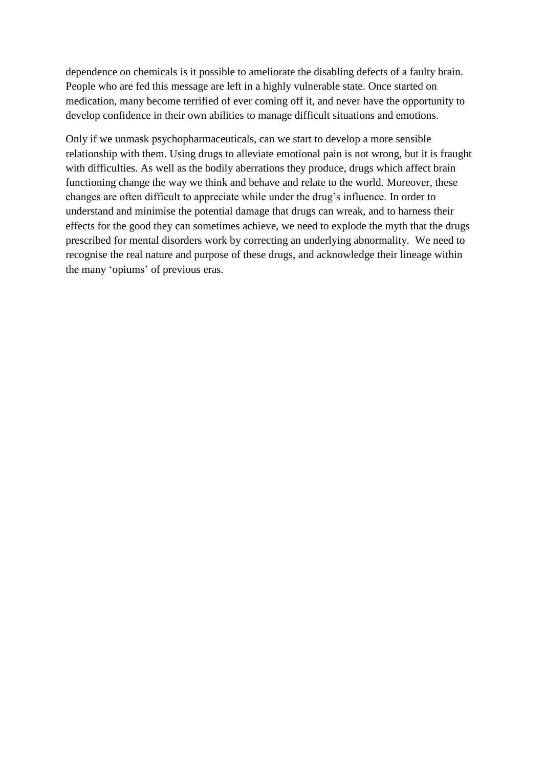dependence on chemicals is it possible to ameliorate the disabling defects of a faulty brain. People who are fed this message are left in a highly vulnerable state. Once started on medication, many become terrified of ever coming off it, and never have the opportunity to develop confidence in their own abilities to manage difficult situations and emotions.

Only if we unmask psychopharmaceuticals, can we start to develop a more sensible relationship with them. Using drugs to alleviate emotional pain is not wrong, but it is fraught with difficulties. As well as the bodily aberrations they produce, drugs which affect brain functioning change the way we think and behave and relate to the world. Moreover, these changes are often difficult to appreciate while under the drug's influence. In order to understand and minimise the potential damage that drugs can wreak, and to harness their effects for the good they can sometimes achieve, we need to explode the myth that the drugs prescribed for mental disorders work by correcting an underlying abnormality. We need to recognise the real nature and purpose of these drugs, and acknowledge their lineage within the many 'opiums' of previous eras.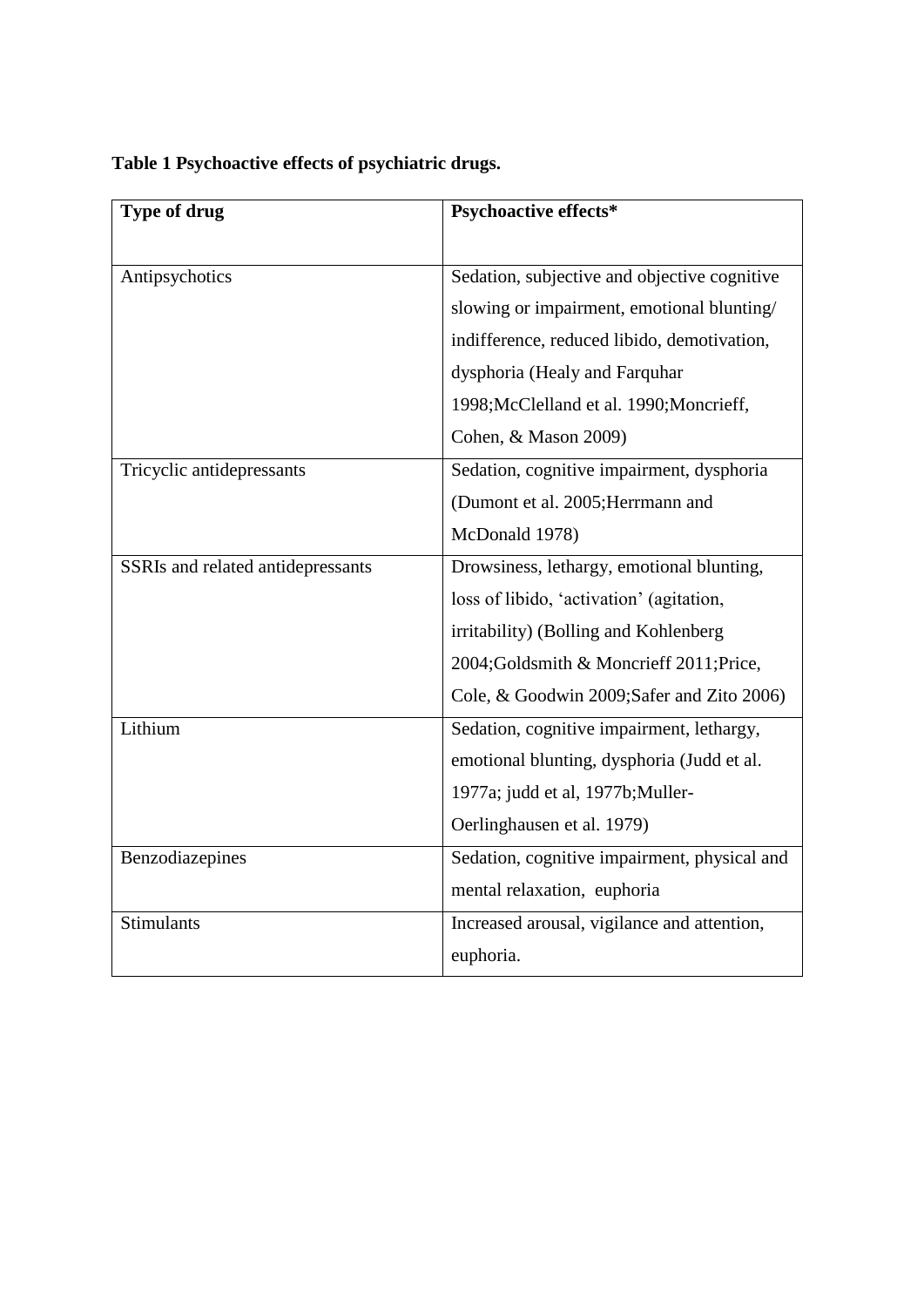**Table 1 Psychoactive effects of psychiatric drugs.**

| Type of drug | Psychoactive effects* |
|---|---|
| Antipsychotics | Sedation, subjective and objective cognitive slowing or impairment, emotional blunting/ indifference, reduced libido, demotivation, dysphoria (Healy and Farquhar 1998;McClelland et al. 1990;Moncrieff, Cohen, & Mason 2009) |
| Tricyclic antidepressants | Sedation, cognitive impairment, dysphoria (Dumont et al. 2005;Herrmann and McDonald 1978) |
| SSRIs and related antidepressants | Drowsiness, lethargy, emotional blunting, loss of libido, 'activation' (agitation, irritability) (Bolling and Kohlenberg 2004;Goldsmith & Moncrieff 2011;Price, Cole, & Goodwin 2009;Safer and Zito 2006) |
| Lithium | Sedation, cognitive impairment, lethargy, emotional blunting, dysphoria (Judd et al. 1977a; judd et al, 1977b;Muller-Oerlinghausen et al. 1979) |
| Benzodiazepines | Sedation, cognitive impairment, physical and mental relaxation, euphoria |
| Stimulants | Increased arousal, vigilance and attention, euphoria. |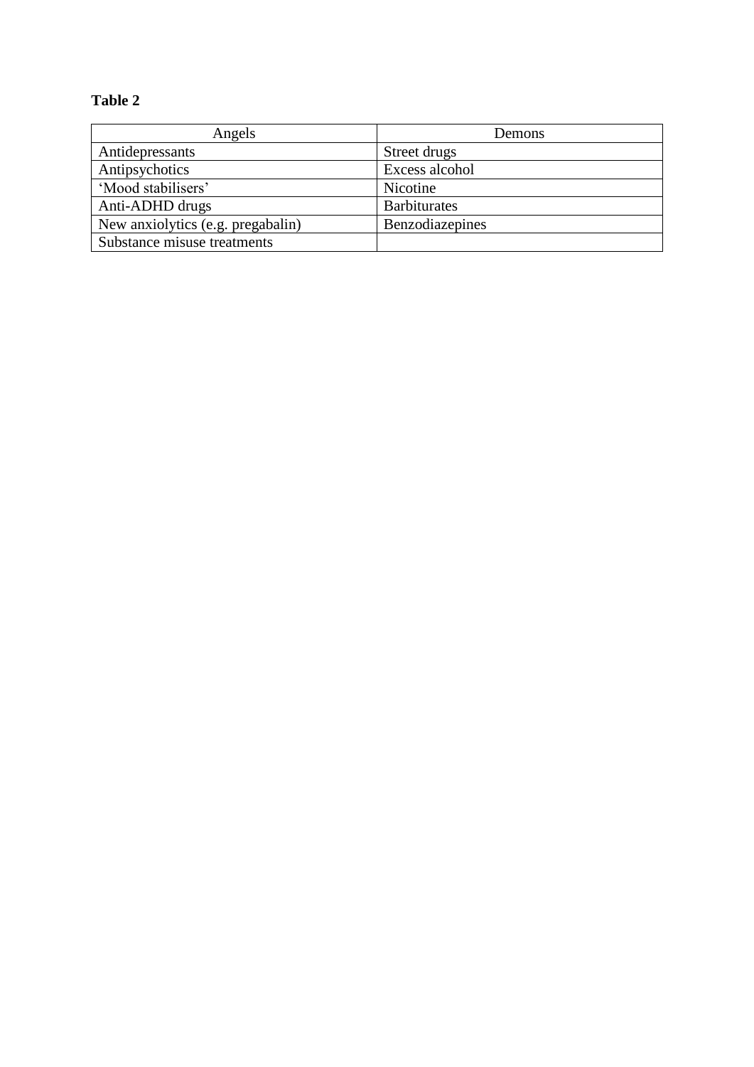**Table 2**

| Angels | Demons |
|---|---|
| Antidepressants | Street drugs |
| Antipsychotics | Excess alcohol |
| 'Mood stabilisers' | Nicotine |
| Anti-ADHD drugs | Barbiturates |
| New anxiolytics (e.g. pregabalin) | Benzodiazepines |
| Substance misuse treatments | |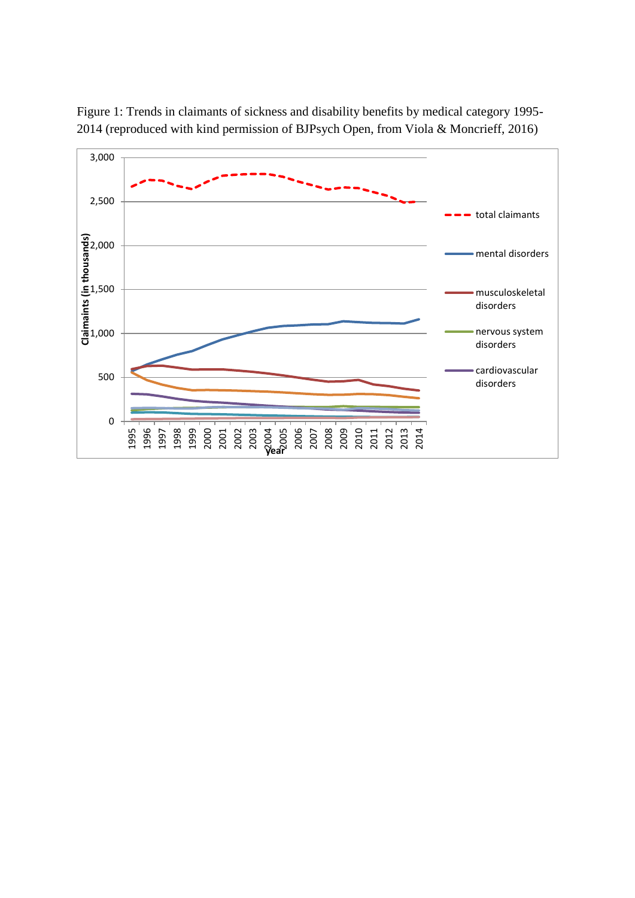Figure 1: Trends in claimants of sickness and disability benefits by medical category 1995-2014 (reproduced with kind permission of BJPsych Open, from Viola & Moncrieff, 2016)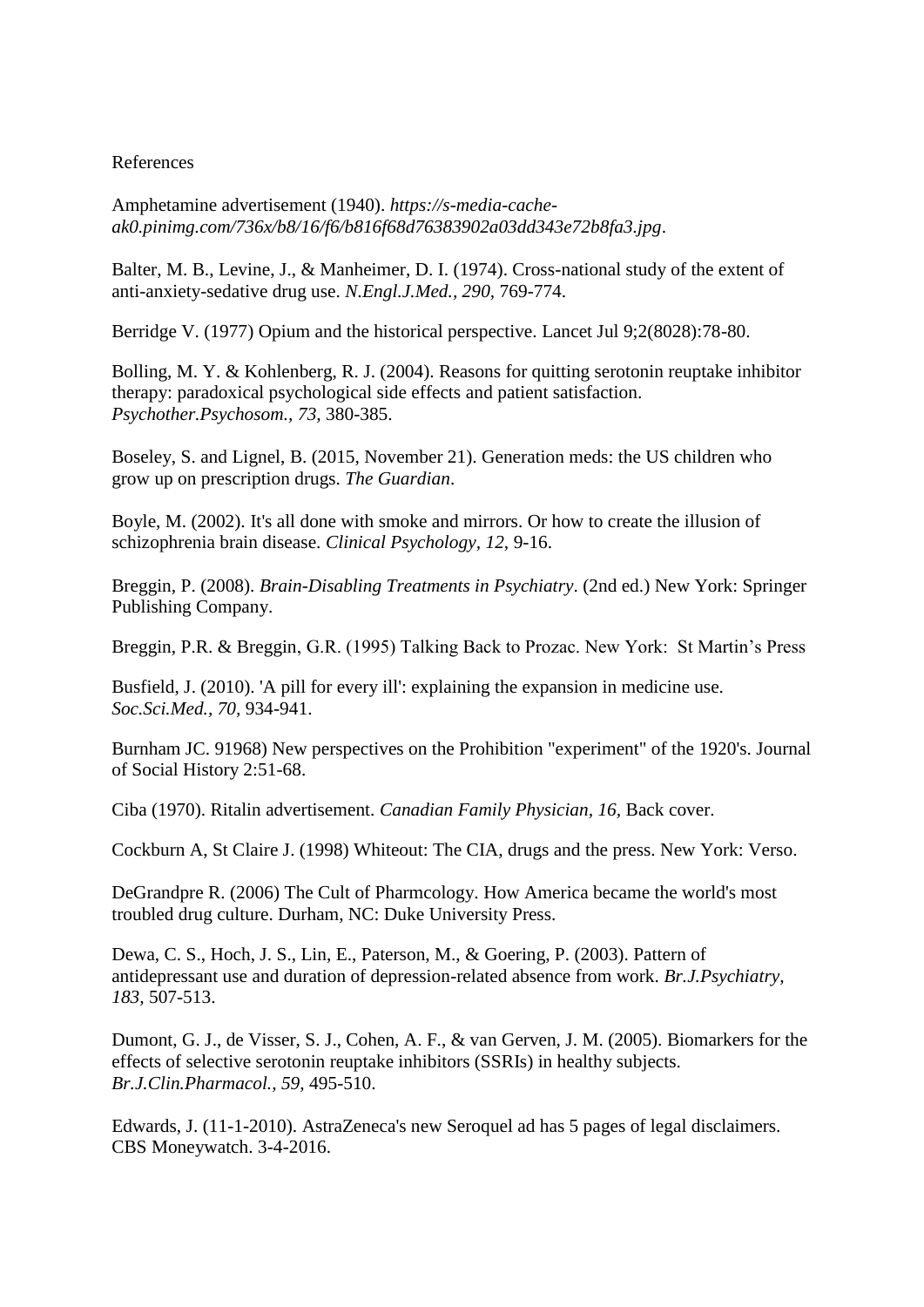References

Amphetamine advertisement (1940). *https://s-media-cache-ak0.pinimg.com/736x/b8/16/f6/b816f68d76383902a03dd343e72b8fa3.jpg*.

Balter, M. B., Levine, J., & Manheimer, D. I. (1974). Cross-national study of the extent of anti-anxiety-sedative drug use. *N.Engl.J.Med., 290,* 769-774.

Berridge V. (1977) Opium and the historical perspective. Lancet Jul 9;2(8028):78-80.

Bolling, M. Y. & Kohlenberg, R. J. (2004). Reasons for quitting serotonin reuptake inhibitor therapy: paradoxical psychological side effects and patient satisfaction. *Psychother.Psychosom., 73,* 380-385.

Boseley, S. and Lignel, B. (2015, November 21). Generation meds: the US children who grow up on prescription drugs. *The Guardian*.

Boyle, M. (2002). It's all done with smoke and mirrors. Or how to create the illusion of schizophrenia brain disease. *Clinical Psychology, 12,* 9-16.

Breggin, P. (2008). *Brain-Disabling Treatments in Psychiatry*. (2nd ed.) New York: Springer Publishing Company.

Breggin, P.R. & Breggin, G.R. (1995) Talking Back to Prozac. New York: St Martin's Press

Busfield, J. (2010). 'A pill for every ill': explaining the expansion in medicine use. *Soc.Sci.Med., 70,* 934-941.

Burnham JC. 91968) New perspectives on the Prohibition "experiment" of the 1920's. Journal of Social History 2:51-68.

Ciba (1970). Ritalin advertisement. *Canadian Family Physician, 16,* Back cover.

Cockburn A, St Claire J. (1998) Whiteout: The CIA, drugs and the press. New York: Verso.

DeGrandpre R. (2006) The Cult of Pharmcology. How America became the world's most troubled drug culture. Durham, NC: Duke University Press.

Dewa, C. S., Hoch, J. S., Lin, E., Paterson, M., & Goering, P. (2003). Pattern of antidepressant use and duration of depression-related absence from work. *Br.J.Psychiatry, 183,* 507-513.

Dumont, G. J., de Visser, S. J., Cohen, A. F., & van Gerven, J. M. (2005). Biomarkers for the effects of selective serotonin reuptake inhibitors (SSRIs) in healthy subjects. *Br.J.Clin.Pharmacol., 59,* 495-510.

Edwards, J. (11-1-2010). AstraZeneca's new Seroquel ad has 5 pages of legal disclaimers. CBS Moneywatch. 3-4-2016.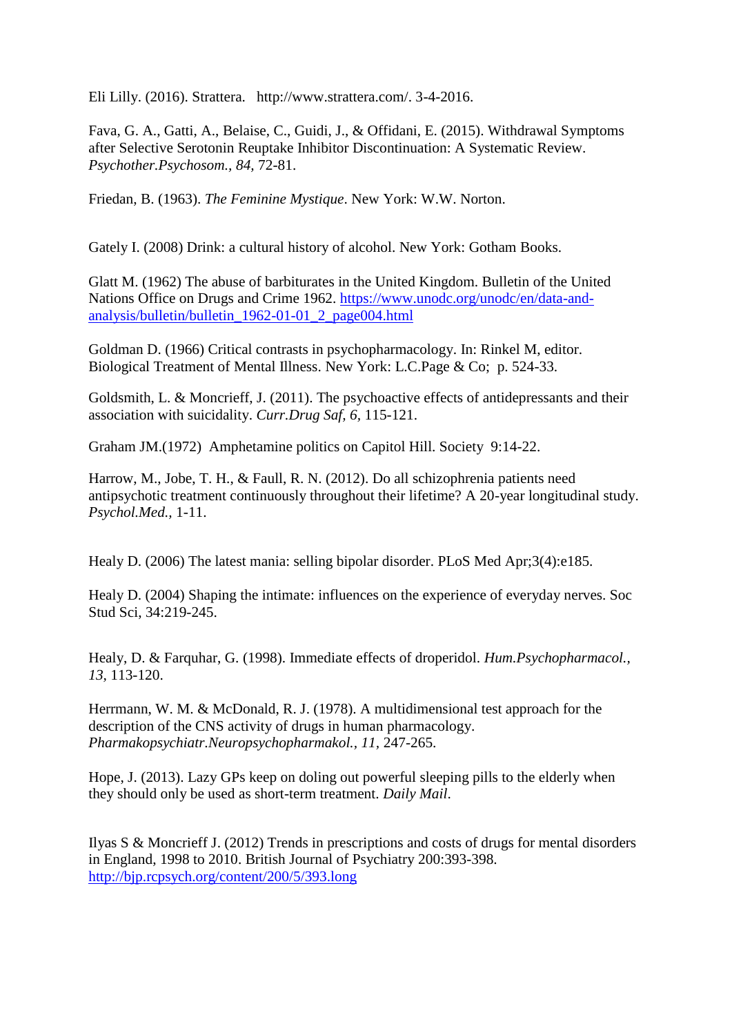Eli Lilly. (2016). Strattera. http://www.strattera.com/. 3-4-2016.

Fava, G. A., Gatti, A., Belaise, C., Guidi, J., & Offidani, E. (2015). Withdrawal Symptoms after Selective Serotonin Reuptake Inhibitor Discontinuation: A Systematic Review. *Psychother.Psychosom., 84,* 72-81.

Friedan, B. (1963). *The Feminine Mystique*. New York: W.W. Norton.

Gately I. (2008) Drink: a cultural history of alcohol. New York: Gotham Books.

Glatt M. (1962) The abuse of barbiturates in the United Kingdom. Bulletin of the United Nations Office on Drugs and Crime 1962. [https://www.unodc.org/unodc/en/data-and-analysis/bulletin/bulletin_1962-01-01_2_page004.html](https://www.unodc.org/unodc/en/data-and-analysis/bulletin/bulletin_1962-01-01_2_page004.html)

Goldman D. (1966) Critical contrasts in psychopharmacology. In: Rinkel M, editor. Biological Treatment of Mental Illness. New York: L.C.Page & Co; p. 524-33.

Goldsmith, L. & Moncrieff, J. (2011). The psychoactive effects of antidepressants and their association with suicidality. *Curr.Drug Saf, 6,* 115-121.

Graham JM.(1972) Amphetamine politics on Capitol Hill. Society 9:14-22.

Harrow, M., Jobe, T. H., & Faull, R. N. (2012). Do all schizophrenia patients need antipsychotic treatment continuously throughout their lifetime? A 20-year longitudinal study. *Psychol.Med.,* 1-11.

Healy D. (2006) The latest mania: selling bipolar disorder. PLoS Med Apr;3(4):e185.

Healy D. (2004) Shaping the intimate: influences on the experience of everyday nerves. Soc Stud Sci, 34:219-245.

Healy, D. & Farquhar, G. (1998). Immediate effects of droperidol. *Hum.Psychopharmacol., 13,* 113-120.

Herrmann, W. M. & McDonald, R. J. (1978). A multidimensional test approach for the description of the CNS activity of drugs in human pharmacology. *Pharmakopsychiatr.Neuropsychopharmakol., 11,* 247-265.

Hope, J. (2013). Lazy GPs keep on doling out powerful sleeping pills to the elderly when they should only be used as short-term treatment. *Daily Mail*.

Ilyas S & Moncrieff J. (2012) Trends in prescriptions and costs of drugs for mental disorders in England, 1998 to 2010. British Journal of Psychiatry 200:393-398. [http://bjp.rcpsych.org/content/200/5/393.long](http://bjp.rcpsych.org/content/200/5/393.long)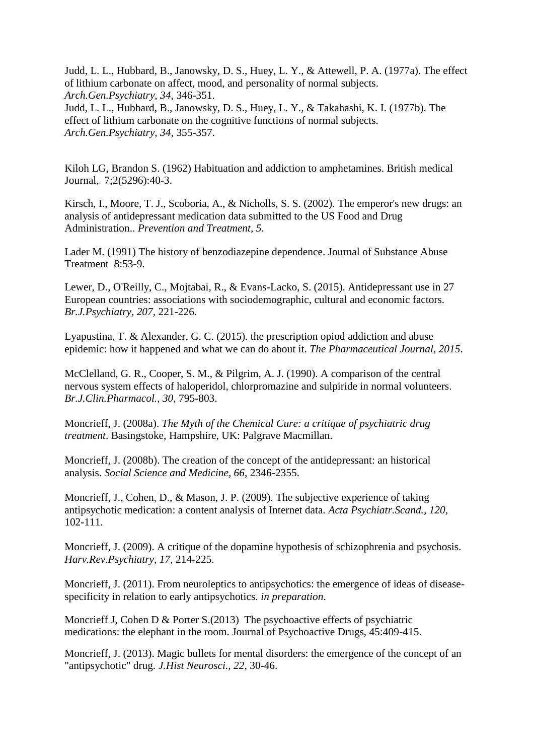Judd, L. L., Hubbard, B., Janowsky, D. S., Huey, L. Y., & Attewell, P. A. (1977a). The effect of lithium carbonate on affect, mood, and personality of normal subjects. *Arch.Gen.Psychiatry, 34,* 346-351.
Judd, L. L., Hubbard, B., Janowsky, D. S., Huey, L. Y., & Takahashi, K. I. (1977b). The effect of lithium carbonate on the cognitive functions of normal subjects. *Arch.Gen.Psychiatry, 34,* 355-357.

Kiloh LG, Brandon S. (1962) Habituation and addiction to amphetamines. British medical Journal, 7;2(5296):40-3.

Kirsch, I., Moore, T. J., Scoboria, A., & Nicholls, S. S. (2002). The emperor's new drugs: an analysis of antidepressant medication data submitted to the US Food and Drug Administration.. *Prevention and Treatment, 5*.

Lader M. (1991) The history of benzodiazepine dependence. Journal of Substance Abuse Treatment 8:53-9.

Lewer, D., O'Reilly, C., Mojtabai, R., & Evans-Lacko, S. (2015). Antidepressant use in 27 European countries: associations with sociodemographic, cultural and economic factors. *Br.J.Psychiatry, 207,* 221-226.

Lyapustina, T. & Alexander, G. C. (2015). the prescription opiod addiction and abuse epidemic: how it happened and what we can do about it. *The Pharmaceutical Journal, 2015*.

McClelland, G. R., Cooper, S. M., & Pilgrim, A. J. (1990). A comparison of the central nervous system effects of haloperidol, chlorpromazine and sulpiride in normal volunteers. *Br.J.Clin.Pharmacol., 30,* 795-803.

Moncrieff, J. (2008a). *The Myth of the Chemical Cure: a critique of psychiatric drug treatment*. Basingstoke, Hampshire, UK: Palgrave Macmillan.

Moncrieff, J. (2008b). The creation of the concept of the antidepressant: an historical analysis. *Social Science and Medicine, 66,* 2346-2355.

Moncrieff, J., Cohen, D., & Mason, J. P. (2009). The subjective experience of taking antipsychotic medication: a content analysis of Internet data. *Acta Psychiatr.Scand., 120,* 102-111.

Moncrieff, J. (2009). A critique of the dopamine hypothesis of schizophrenia and psychosis. *Harv.Rev.Psychiatry, 17,* 214-225.

Moncrieff, J. (2011). From neuroleptics to antipsychotics: the emergence of ideas of disease-specificity in relation to early antipsychotics. *in preparation*.

Moncrieff J, Cohen D & Porter S.(2013) The psychoactive effects of psychiatric medications: the elephant in the room. Journal of Psychoactive Drugs, 45:409-415.

Moncrieff, J. (2013). Magic bullets for mental disorders: the emergence of the concept of an "antipsychotic" drug. *J.Hist Neurosci., 22,* 30-46.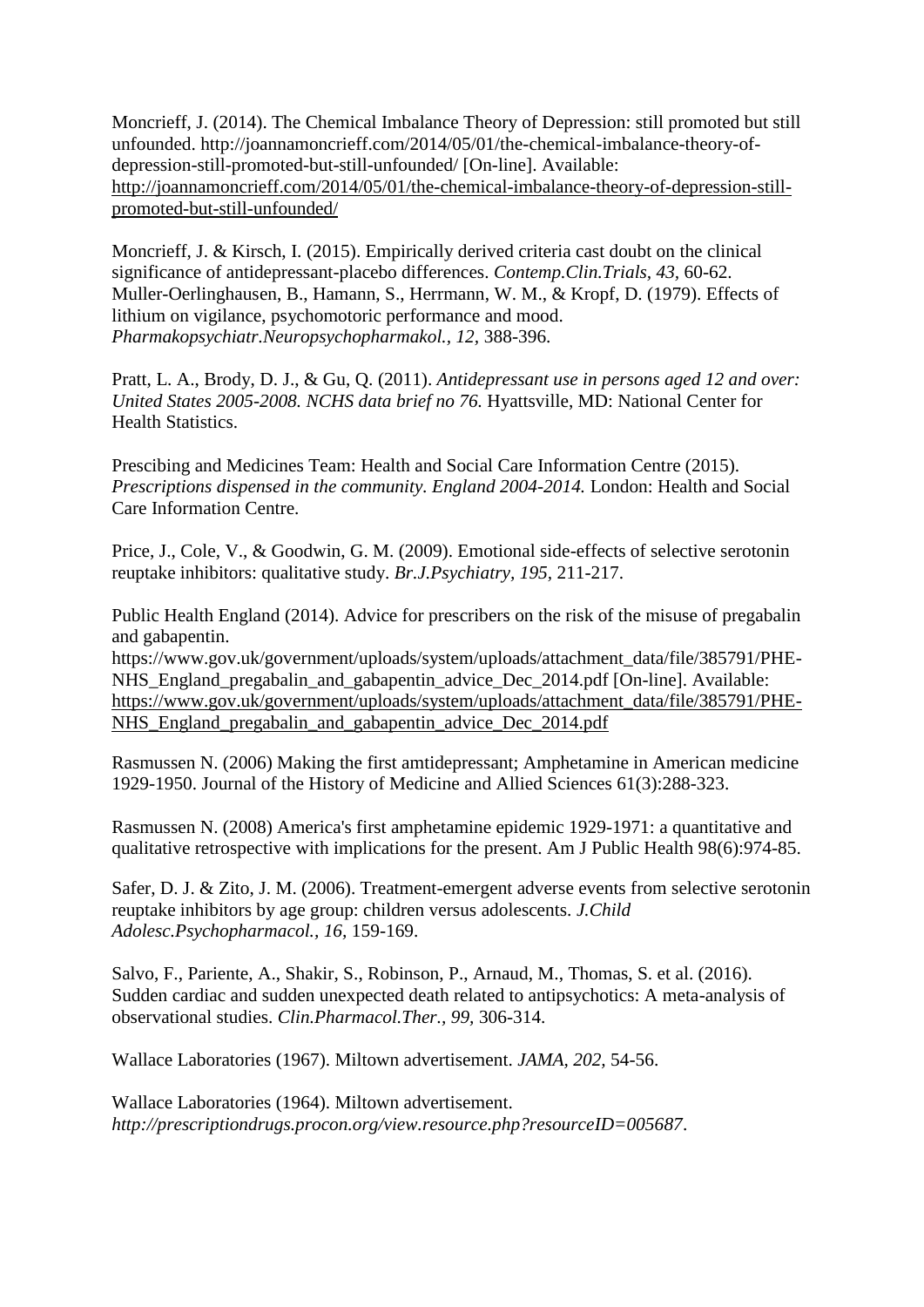Moncrieff, J. (2014). The Chemical Imbalance Theory of Depression: still promoted but still unfounded. http://joannamoncrieff.com/2014/05/01/the-chemical-imbalance-theory-of-depression-still-promoted-but-still-unfounded/ [On-line]. Available: http://joannamoncrieff.com/2014/05/01/the-chemical-imbalance-theory-of-depression-still-promoted-but-still-unfounded/

Moncrieff, J. & Kirsch, I. (2015). Empirically derived criteria cast doubt on the clinical significance of antidepressant-placebo differences. *Contemp.Clin.Trials, 43,* 60-62. Muller-Oerlinghausen, B., Hamann, S., Herrmann, W. M., & Kropf, D. (1979). Effects of lithium on vigilance, psychomotoric performance and mood. *Pharmakopsychiatr.Neuropsychopharmakol., 12,* 388-396.

Pratt, L. A., Brody, D. J., & Gu, Q. (2011). *Antidepressant use in persons aged 12 and over: United States 2005-2008. NCHS data brief no 76.* Hyattsville, MD: National Center for Health Statistics.

Prescibing and Medicines Team: Health and Social Care Information Centre (2015). *Prescriptions dispensed in the community. England 2004-2014.* London: Health and Social Care Information Centre.

Price, J., Cole, V., & Goodwin, G. M. (2009). Emotional side-effects of selective serotonin reuptake inhibitors: qualitative study. *Br.J.Psychiatry, 195,* 211-217.

Public Health England (2014). Advice for prescribers on the risk of the misuse of pregabalin and gabapentin. https://www.gov.uk/government/uploads/system/uploads/attachment_data/file/385791/PHE-NHS_England_pregabalin_and_gabapentin_advice_Dec_2014.pdf [On-line]. Available: https://www.gov.uk/government/uploads/system/uploads/attachment_data/file/385791/PHE-NHS_England_pregabalin_and_gabapentin_advice_Dec_2014.pdf

Rasmussen N. (2006) Making the first amtidepressant; Amphetamine in American medicine 1929-1950. Journal of the History of Medicine and Allied Sciences 61(3):288-323.

Rasmussen N. (2008) America's first amphetamine epidemic 1929-1971: a quantitative and qualitative retrospective with implications for the present. Am J Public Health 98(6):974-85.

Safer, D. J. & Zito, J. M. (2006). Treatment-emergent adverse events from selective serotonin reuptake inhibitors by age group: children versus adolescents. *J.Child Adolesc.Psychopharmacol., 16,* 159-169.

Salvo, F., Pariente, A., Shakir, S., Robinson, P., Arnaud, M., Thomas, S. et al. (2016). Sudden cardiac and sudden unexpected death related to antipsychotics: A meta-analysis of observational studies. *Clin.Pharmacol.Ther., 99,* 306-314.

Wallace Laboratories (1967). Miltown advertisement. *JAMA, 202,* 54-56.

Wallace Laboratories (1964). Miltown advertisement. *http://prescriptiondrugs.procon.org/view.resource.php?resourceID=005687*.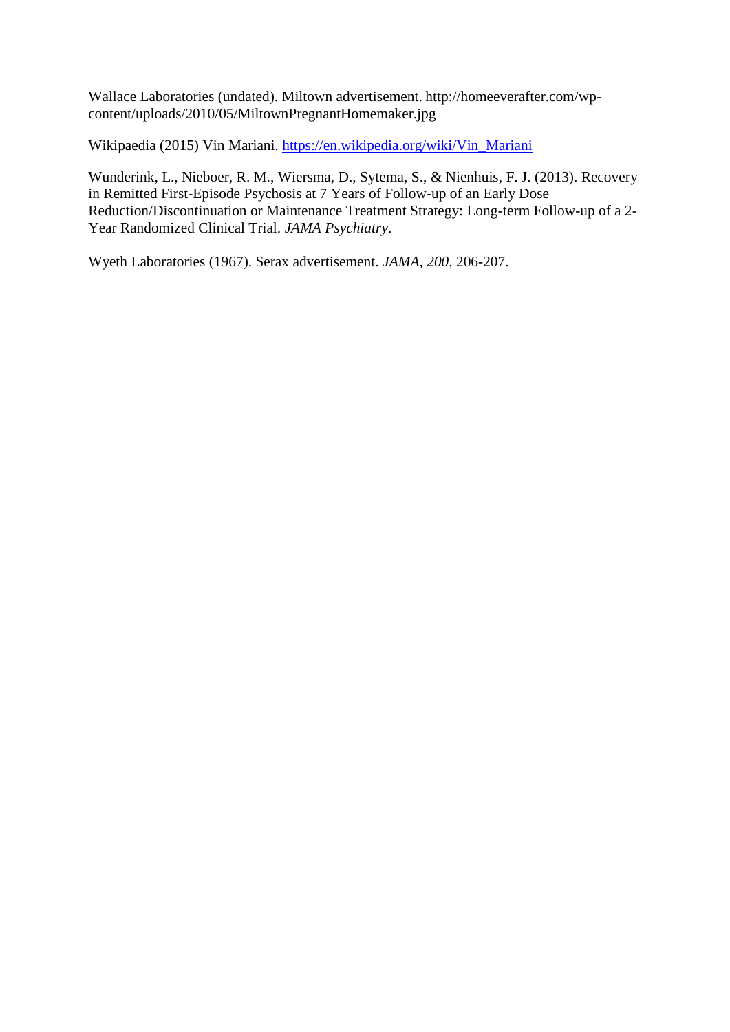Wallace Laboratories (undated). Miltown advertisement. http://homeeverafter.com/wp-content/uploads/2010/05/MiltownPregnantHomemaker.jpg

Wikipaedia (2015) Vin Mariani. https://en.wikipedia.org/wiki/Vin_Mariani

Wunderink, L., Nieboer, R. M., Wiersma, D., Sytema, S., & Nienhuis, F. J. (2013). Recovery in Remitted First-Episode Psychosis at 7 Years of Follow-up of an Early Dose Reduction/Discontinuation or Maintenance Treatment Strategy: Long-term Follow-up of a 2-Year Randomized Clinical Trial. *JAMA Psychiatry*.

Wyeth Laboratories (1967). Serax advertisement. *JAMA*, *200*, 206-207.